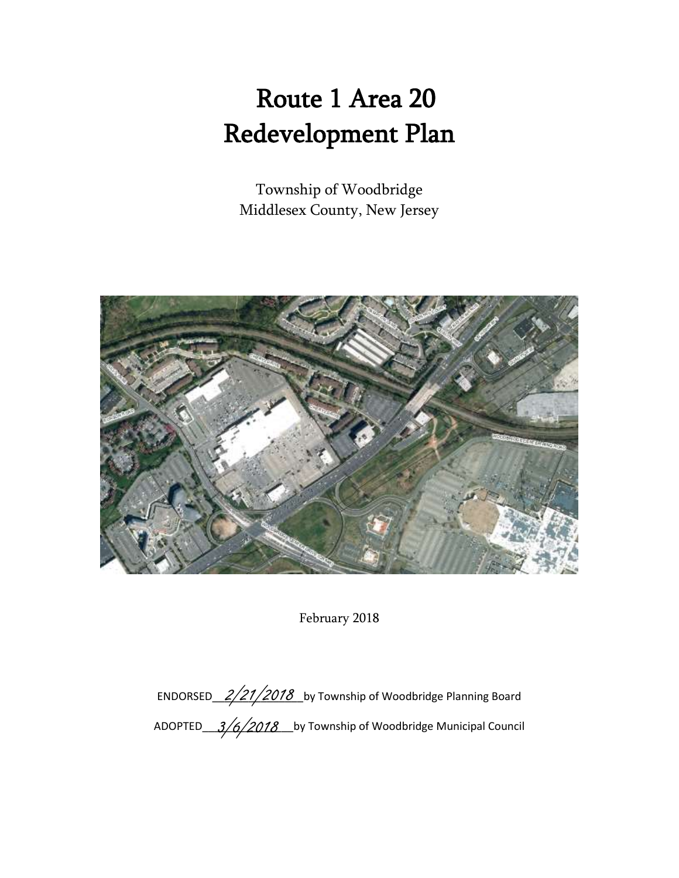# Route 1 Area 20
# Redevelopment Plan

Township of Woodbridge
Middlesex County, New Jersey

February 2018

ENDORSED 2/21/2018 by Township of Woodbridge Planning Board

ADOPTED 3/6/2018 by Township of Woodbridge Municipal Council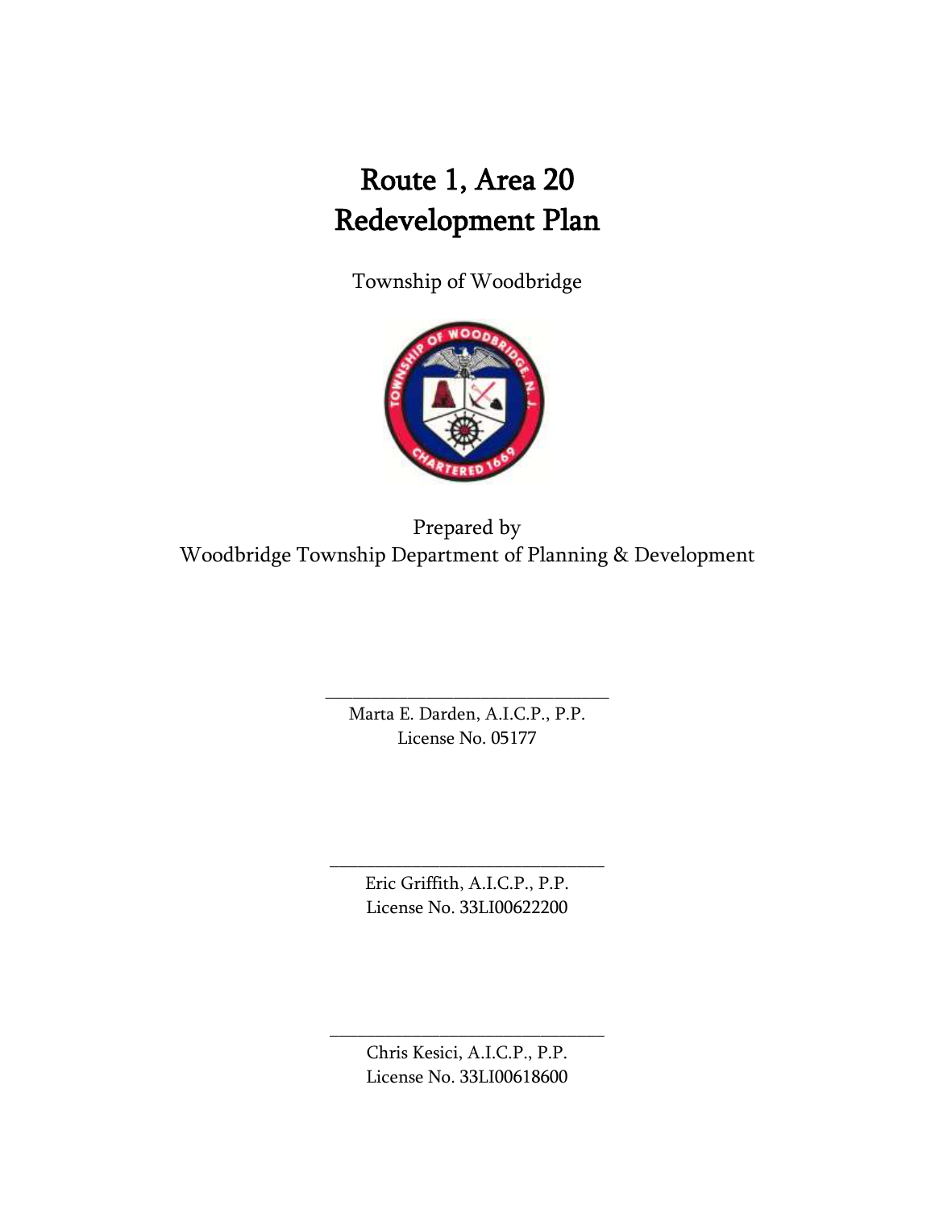# Route 1, Area 20 Redevelopment Plan

Township of Woodbridge

Prepared by
Woodbridge Township Department of Planning & Development

\_\_\_\_\_\_\_\_\_\_\_\_\_\_\_\_\_\_\_\_\_\_\_\_\_\_\_\_\_\_\_\_

Marta E. Darden, A.I.C.P., P.P.
License No. 05177

\_\_\_\_\_\_\_\_\_\_\_\_\_\_\_\_\_\_\_\_\_\_\_\_\_\_\_\_\_\_\_\_

Eric Griffith, A.I.C.P., P.P.
License No. 33LI00622200

\_\_\_\_\_\_\_\_\_\_\_\_\_\_\_\_\_\_\_\_\_\_\_\_\_\_\_\_\_\_\_\_

Chris Kesici, A.I.C.P., P.P.
License No. 33LI00618600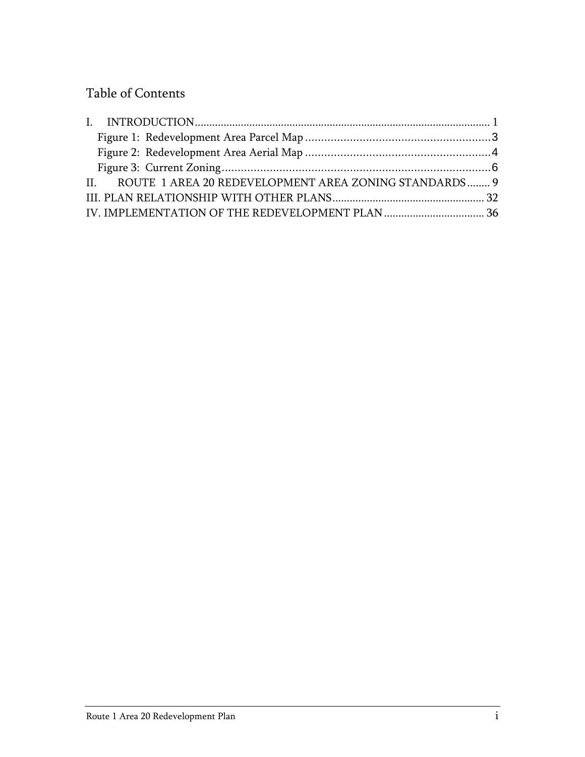# Table of Contents

I. INTRODUCTION ........................................................................................................ 1

- Figure 1: Redevelopment Area Parcel Map ............................................................ 3
- Figure 2: Redevelopment Area Aerial Map ............................................................ 4
- Figure 3: Current Zoning ........................................................................................ 6

II. ROUTE 1 AREA 20 REDEVELOPMENT AREA ZONING STANDARDS ........ 9

III. PLAN RELATIONSHIP WITH OTHER PLANS ........................................................ 32

IV. IMPLEMENTATION OF THE REDEVELOPMENT PLAN .................................... 36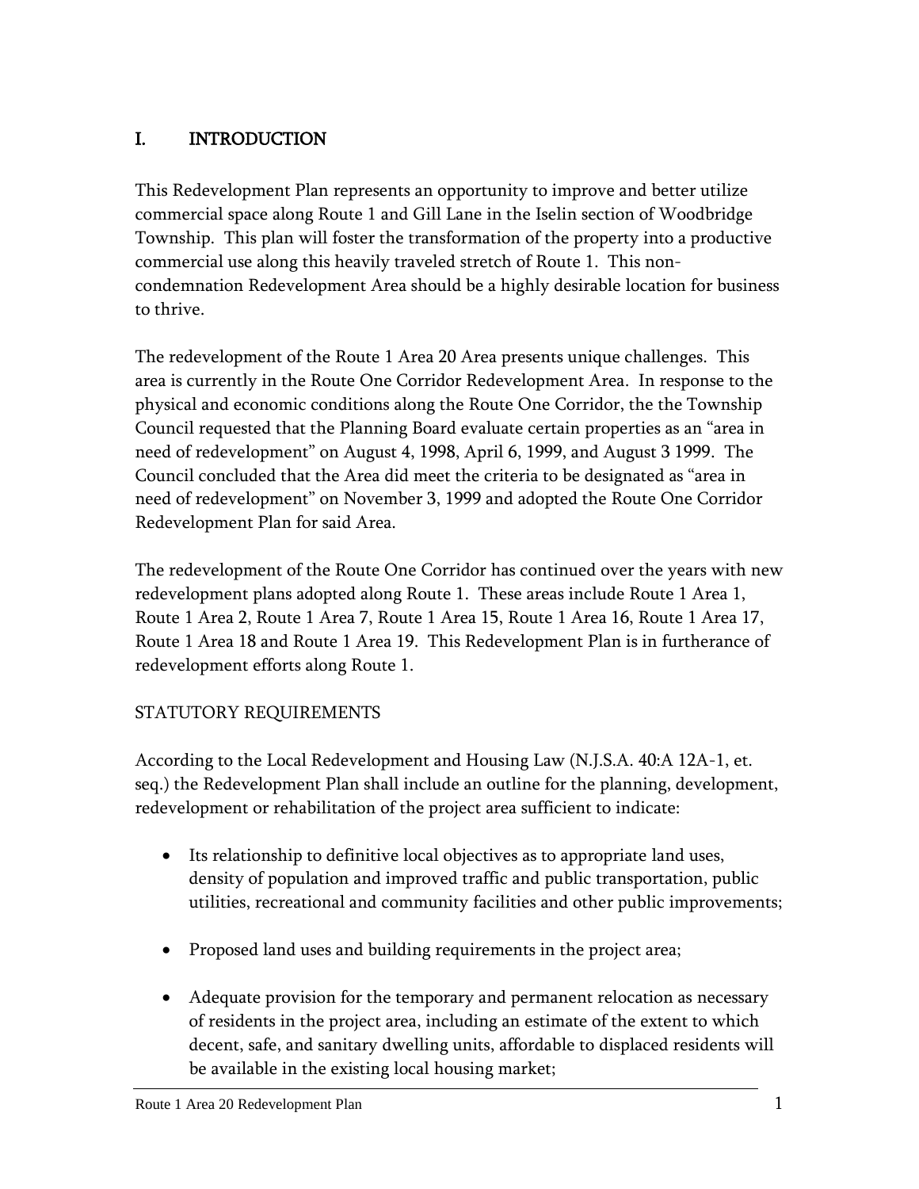# I. INTRODUCTION

This Redevelopment Plan represents an opportunity to improve and better utilize commercial space along Route 1 and Gill Lane in the Iselin section of Woodbridge Township. This plan will foster the transformation of the property into a productive commercial use along this heavily traveled stretch of Route 1. This non-condemnation Redevelopment Area should be a highly desirable location for business to thrive.

The redevelopment of the Route 1 Area 20 Area presents unique challenges. This area is currently in the Route One Corridor Redevelopment Area. In response to the physical and economic conditions along the Route One Corridor, the the Township Council requested that the Planning Board evaluate certain properties as an "area in need of redevelopment" on August 4, 1998, April 6, 1999, and August 3 1999. The Council concluded that the Area did meet the criteria to be designated as "area in need of redevelopment" on November 3, 1999 and adopted the Route One Corridor Redevelopment Plan for said Area.

The redevelopment of the Route One Corridor has continued over the years with new redevelopment plans adopted along Route 1. These areas include Route 1 Area 1, Route 1 Area 2, Route 1 Area 7, Route 1 Area 15, Route 1 Area 16, Route 1 Area 17, Route 1 Area 18 and Route 1 Area 19. This Redevelopment Plan is in furtherance of redevelopment efforts along Route 1.

STATUTORY REQUIREMENTS

According to the Local Redevelopment and Housing Law (N.J.S.A. 40:A 12A-1, et. seq.) the Redevelopment Plan shall include an outline for the planning, development, redevelopment or rehabilitation of the project area sufficient to indicate:

- Its relationship to definitive local objectives as to appropriate land uses, density of population and improved traffic and public transportation, public utilities, recreational and community facilities and other public improvements;

- Proposed land uses and building requirements in the project area;

- Adequate provision for the temporary and permanent relocation as necessary of residents in the project area, including an estimate of the extent to which decent, safe, and sanitary dwelling units, affordable to displaced residents will be available in the existing local housing market;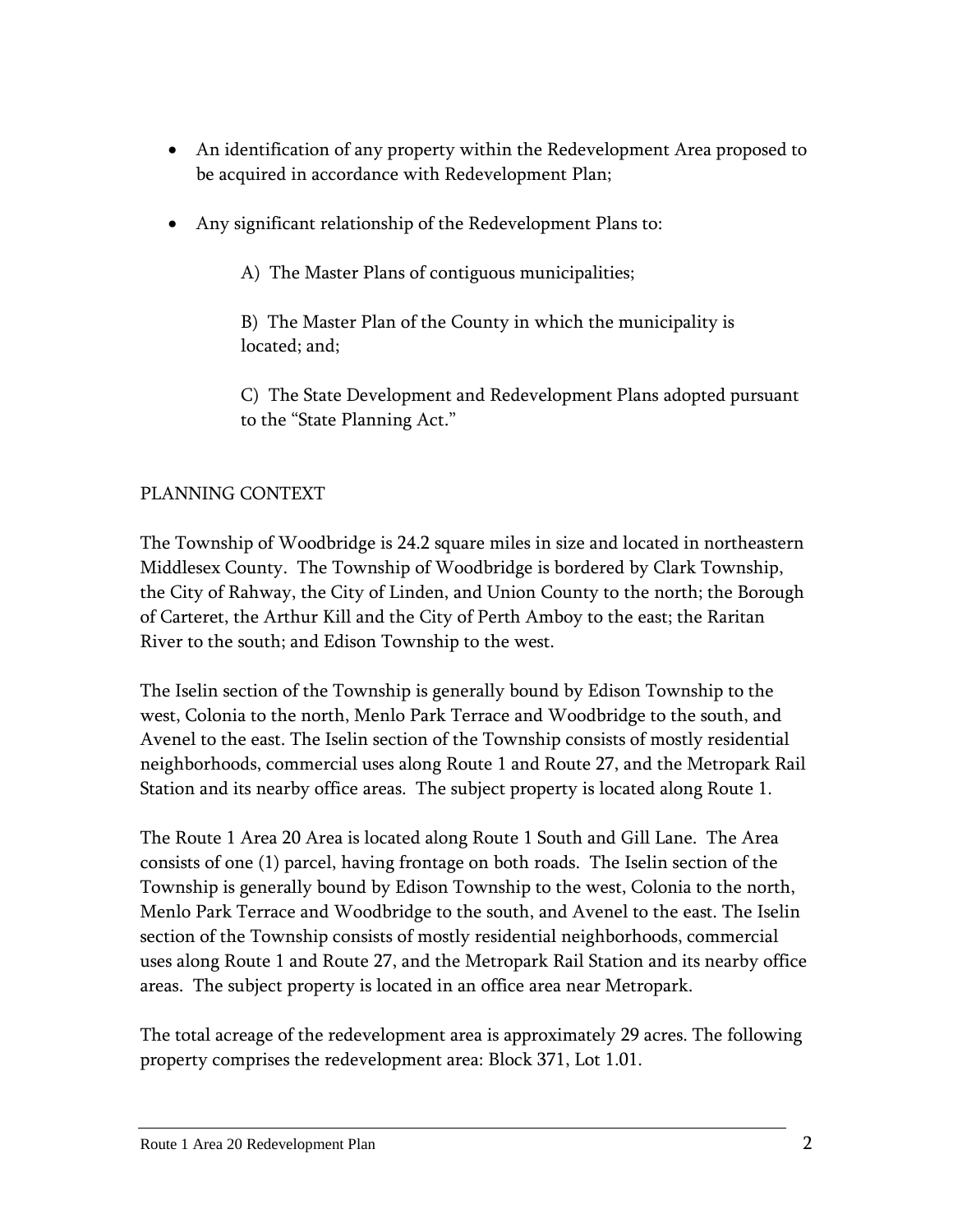- An identification of any property within the Redevelopment Area proposed to be acquired in accordance with Redevelopment Plan;

- Any significant relationship of the Redevelopment Plans to:

  A) The Master Plans of contiguous municipalities;

  B) The Master Plan of the County in which the municipality is located; and;

  C) The State Development and Redevelopment Plans adopted pursuant to the "State Planning Act."

## PLANNING CONTEXT

The Township of Woodbridge is 24.2 square miles in size and located in northeastern Middlesex County. The Township of Woodbridge is bordered by Clark Township, the City of Rahway, the City of Linden, and Union County to the north; the Borough of Carteret, the Arthur Kill and the City of Perth Amboy to the east; the Raritan River to the south; and Edison Township to the west.

The Iselin section of the Township is generally bound by Edison Township to the west, Colonia to the north, Menlo Park Terrace and Woodbridge to the south, and Avenel to the east. The Iselin section of the Township consists of mostly residential neighborhoods, commercial uses along Route 1 and Route 27, and the Metropark Rail Station and its nearby office areas. The subject property is located along Route 1.

The Route 1 Area 20 Area is located along Route 1 South and Gill Lane. The Area consists of one (1) parcel, having frontage on both roads. The Iselin section of the Township is generally bound by Edison Township to the west, Colonia to the north, Menlo Park Terrace and Woodbridge to the south, and Avenel to the east. The Iselin section of the Township consists of mostly residential neighborhoods, commercial uses along Route 1 and Route 27, and the Metropark Rail Station and its nearby office areas. The subject property is located in an office area near Metropark.

The total acreage of the redevelopment area is approximately 29 acres. The following property comprises the redevelopment area: Block 371, Lot 1.01.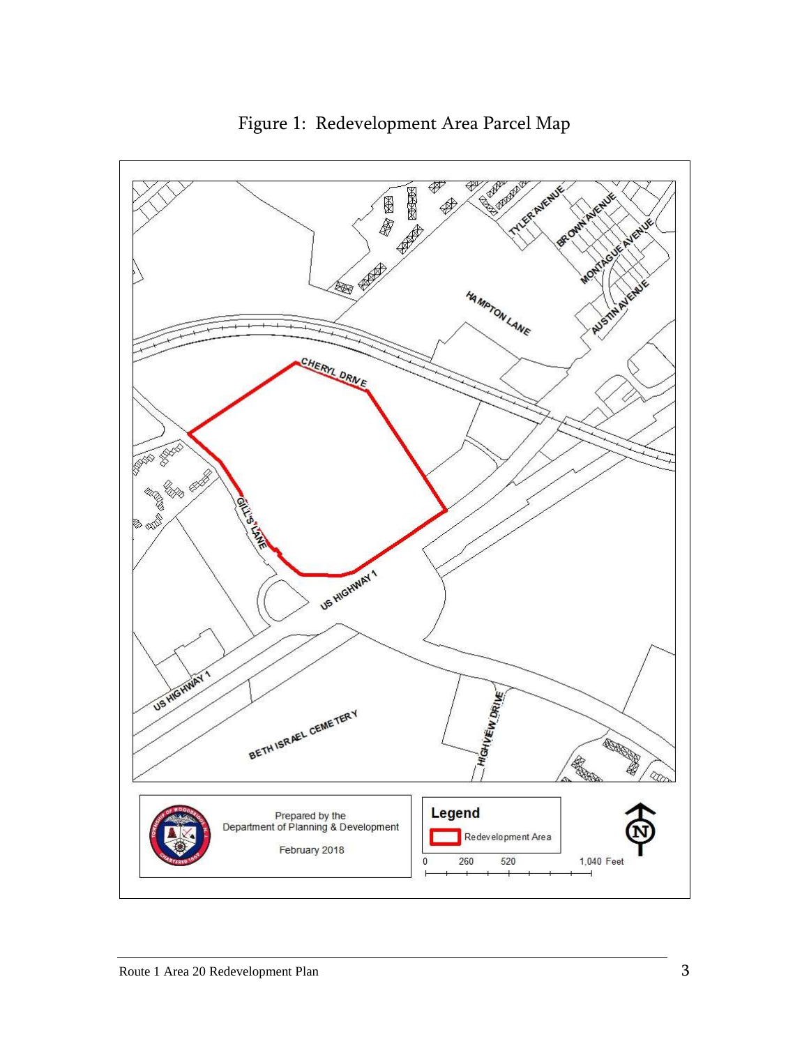Figure 1: Redevelopment Area Parcel Map

CHERYL DRIVE
HAMPTON LANE
TYLER AVENUE
BROWN AVENUE
MONTAGUE AVENUE
AUSTIN AVENUE
GILL'S LANE
US HIGHWAY 1
US HIGHWAY 1
BETH ISRAEL CEMETERY
HIGHVIEW DRIVE

Prepared by the
Department of Planning & Development

February 2018

Legend

Redevelopment Area

0 260 520 1,040 Feet

N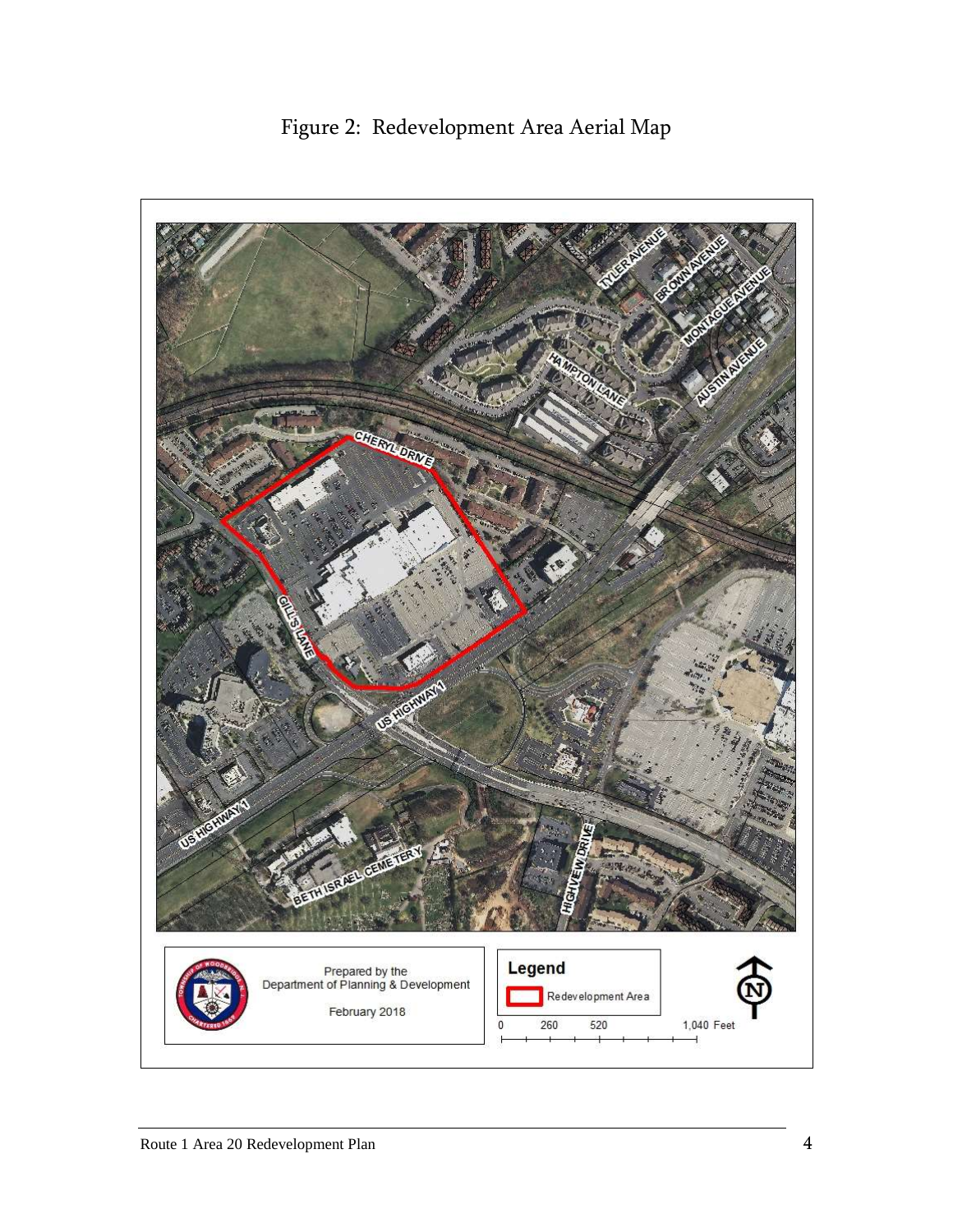# Figure 2: Redevelopment Area Aerial Map

TYLER AVENUE

BROWN AVENUE

MONTAGUE AVENUE

AUSTIN AVENUE

HAMPTON LANE

CHERYL DRIVE

GILL'S LANE

US HIGHWAY 1

US HIGHWAY 1

BETH ISRAEL CEMETERY

HIGHVIEW DRIVE

Prepared by the
Department of Planning & Development

February 2018

**Legend**

Redevelopment Area

0 260 520 1,040 Feet

N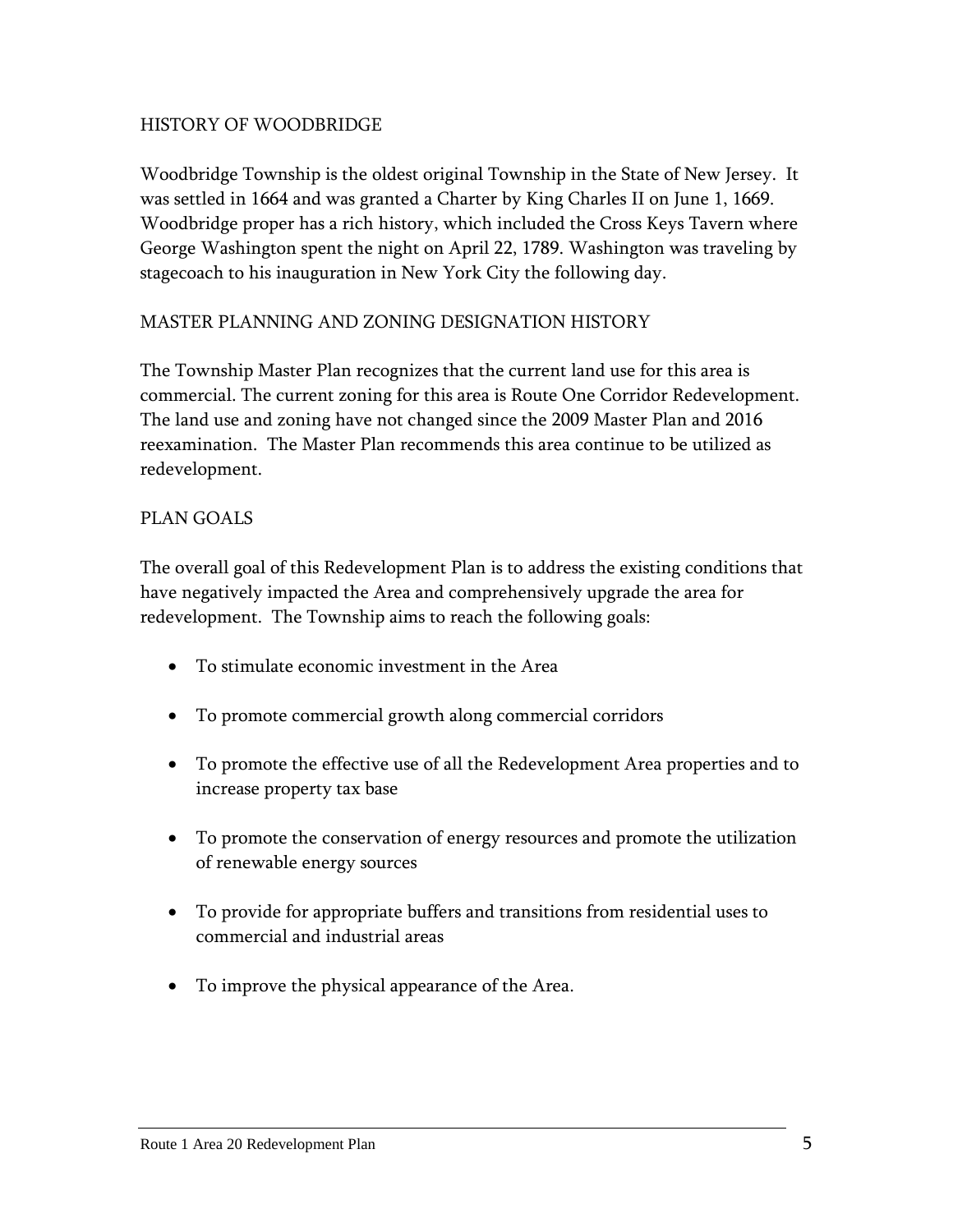## HISTORY OF WOODBRIDGE

Woodbridge Township is the oldest original Township in the State of New Jersey. It was settled in 1664 and was granted a Charter by King Charles II on June 1, 1669. Woodbridge proper has a rich history, which included the Cross Keys Tavern where George Washington spent the night on April 22, 1789. Washington was traveling by stagecoach to his inauguration in New York City the following day.

## MASTER PLANNING AND ZONING DESIGNATION HISTORY

The Township Master Plan recognizes that the current land use for this area is commercial. The current zoning for this area is Route One Corridor Redevelopment. The land use and zoning have not changed since the 2009 Master Plan and 2016 reexamination. The Master Plan recommends this area continue to be utilized as redevelopment.

## PLAN GOALS

The overall goal of this Redevelopment Plan is to address the existing conditions that have negatively impacted the Area and comprehensively upgrade the area for redevelopment. The Township aims to reach the following goals:

- To stimulate economic investment in the Area
- To promote commercial growth along commercial corridors
- To promote the effective use of all the Redevelopment Area properties and to increase property tax base
- To promote the conservation of energy resources and promote the utilization of renewable energy sources
- To provide for appropriate buffers and transitions from residential uses to commercial and industrial areas
- To improve the physical appearance of the Area.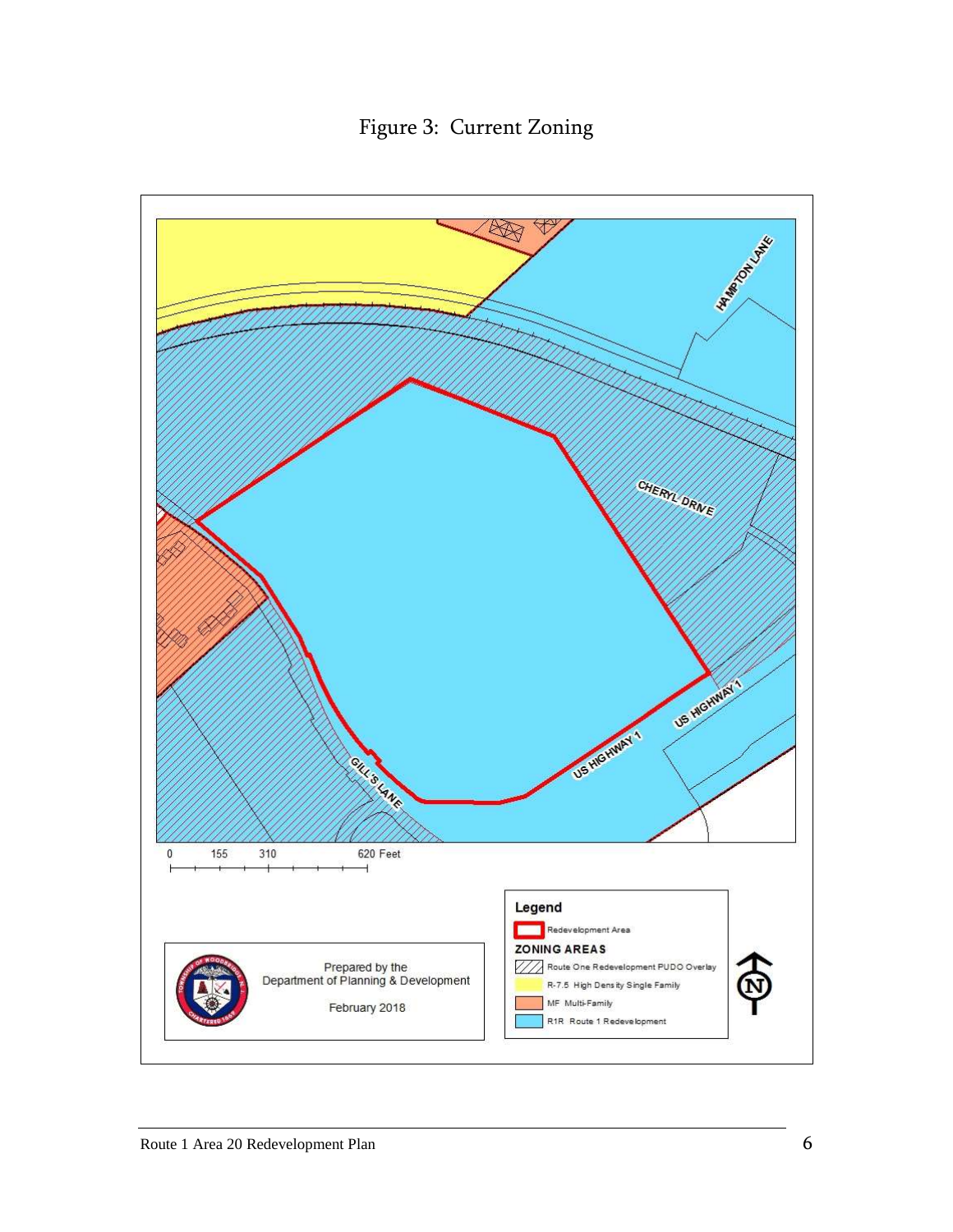# Figure 3: Current Zoning

HAMPTON LANE

CHERYL DRIVE

US HIGHWAY 1

US HIGHWAY 1

GILL'S LANE

0 155 310 620 Feet

Prepared by the
Department of Planning & Development

February 2018

**Legend**

Redevelopment Area

**ZONING AREAS**

Route One Redevelopment PUDO Overlay

R-7.5 High Density Single Family

MF Multi-Family

R1R Route 1 Redevelopment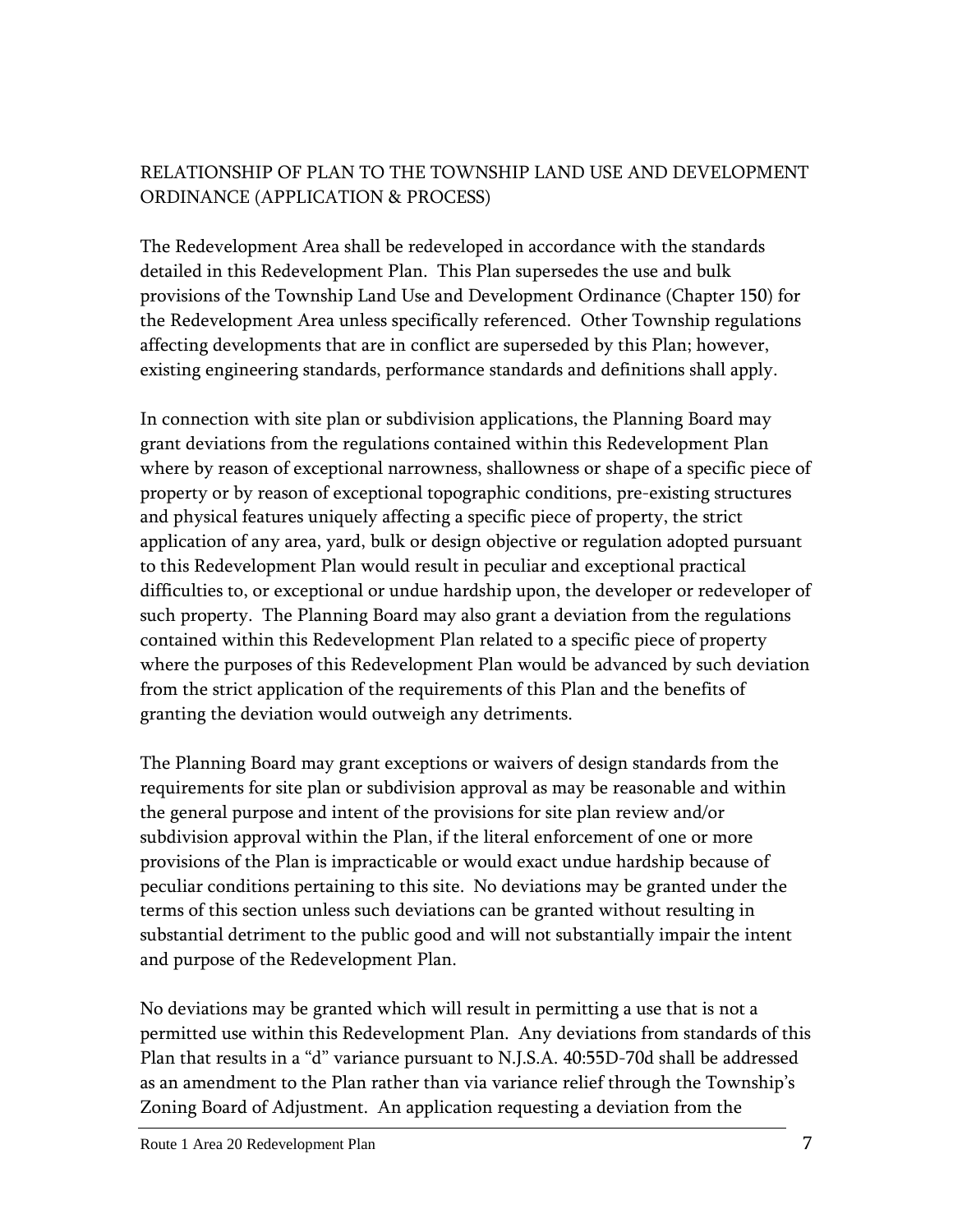## RELATIONSHIP OF PLAN TO THE TOWNSHIP LAND USE AND DEVELOPMENT ORDINANCE (APPLICATION & PROCESS)

The Redevelopment Area shall be redeveloped in accordance with the standards detailed in this Redevelopment Plan. This Plan supersedes the use and bulk provisions of the Township Land Use and Development Ordinance (Chapter 150) for the Redevelopment Area unless specifically referenced. Other Township regulations affecting developments that are in conflict are superseded by this Plan; however, existing engineering standards, performance standards and definitions shall apply.

In connection with site plan or subdivision applications, the Planning Board may grant deviations from the regulations contained within this Redevelopment Plan where by reason of exceptional narrowness, shallowness or shape of a specific piece of property or by reason of exceptional topographic conditions, pre-existing structures and physical features uniquely affecting a specific piece of property, the strict application of any area, yard, bulk or design objective or regulation adopted pursuant to this Redevelopment Plan would result in peculiar and exceptional practical difficulties to, or exceptional or undue hardship upon, the developer or redeveloper of such property. The Planning Board may also grant a deviation from the regulations contained within this Redevelopment Plan related to a specific piece of property where the purposes of this Redevelopment Plan would be advanced by such deviation from the strict application of the requirements of this Plan and the benefits of granting the deviation would outweigh any detriments.

The Planning Board may grant exceptions or waivers of design standards from the requirements for site plan or subdivision approval as may be reasonable and within the general purpose and intent of the provisions for site plan review and/or subdivision approval within the Plan, if the literal enforcement of one or more provisions of the Plan is impracticable or would exact undue hardship because of peculiar conditions pertaining to this site. No deviations may be granted under the terms of this section unless such deviations can be granted without resulting in substantial detriment to the public good and will not substantially impair the intent and purpose of the Redevelopment Plan.

No deviations may be granted which will result in permitting a use that is not a permitted use within this Redevelopment Plan. Any deviations from standards of this Plan that results in a "d" variance pursuant to N.J.S.A. 40:55D-70d shall be addressed as an amendment to the Plan rather than via variance relief through the Township's Zoning Board of Adjustment. An application requesting a deviation from the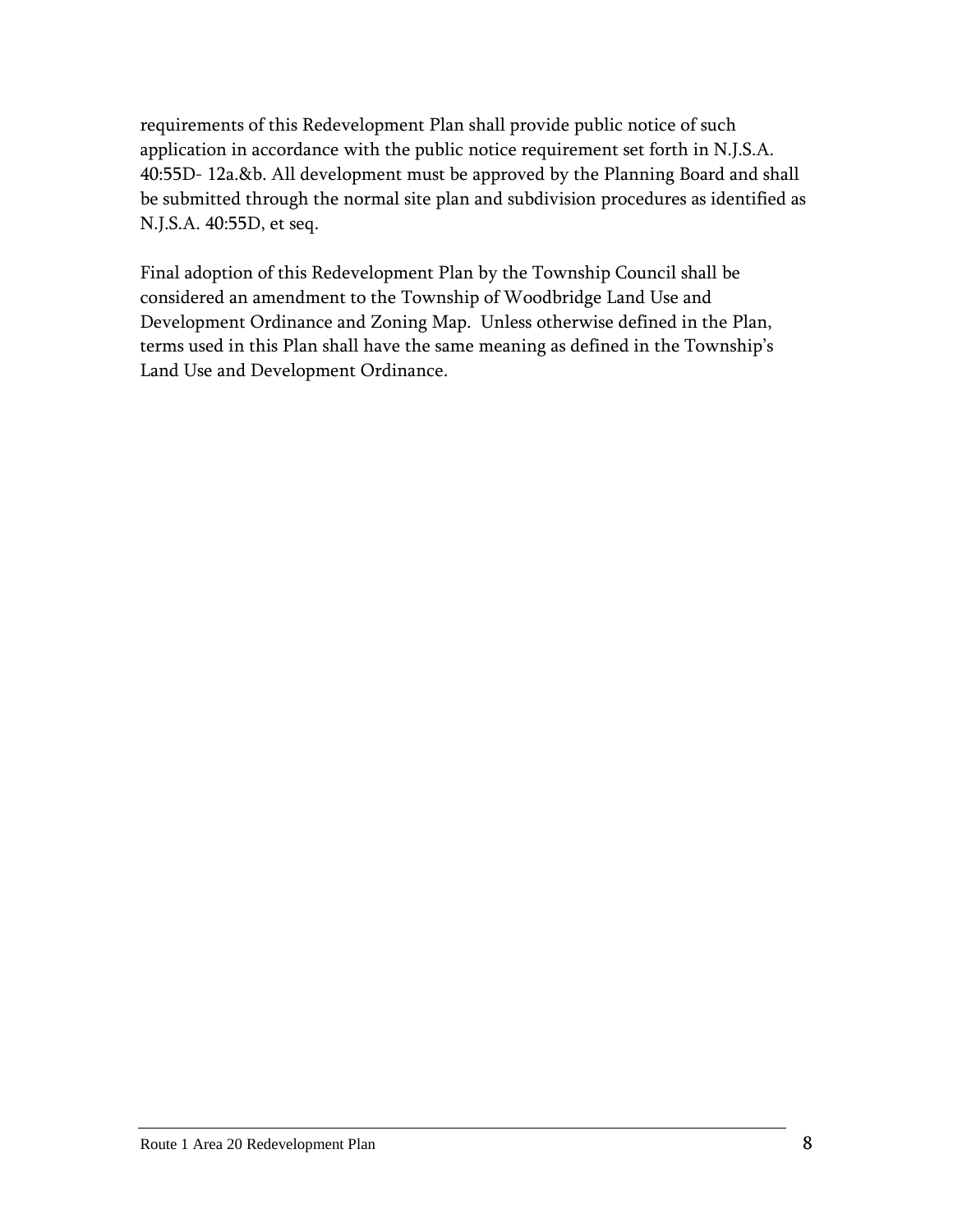requirements of this Redevelopment Plan shall provide public notice of such application in accordance with the public notice requirement set forth in N.J.S.A. 40:55D- 12a.&b. All development must be approved by the Planning Board and shall be submitted through the normal site plan and subdivision procedures as identified as N.J.S.A. 40:55D, et seq.

Final adoption of this Redevelopment Plan by the Township Council shall be considered an amendment to the Township of Woodbridge Land Use and Development Ordinance and Zoning Map. Unless otherwise defined in the Plan, terms used in this Plan shall have the same meaning as defined in the Township's Land Use and Development Ordinance.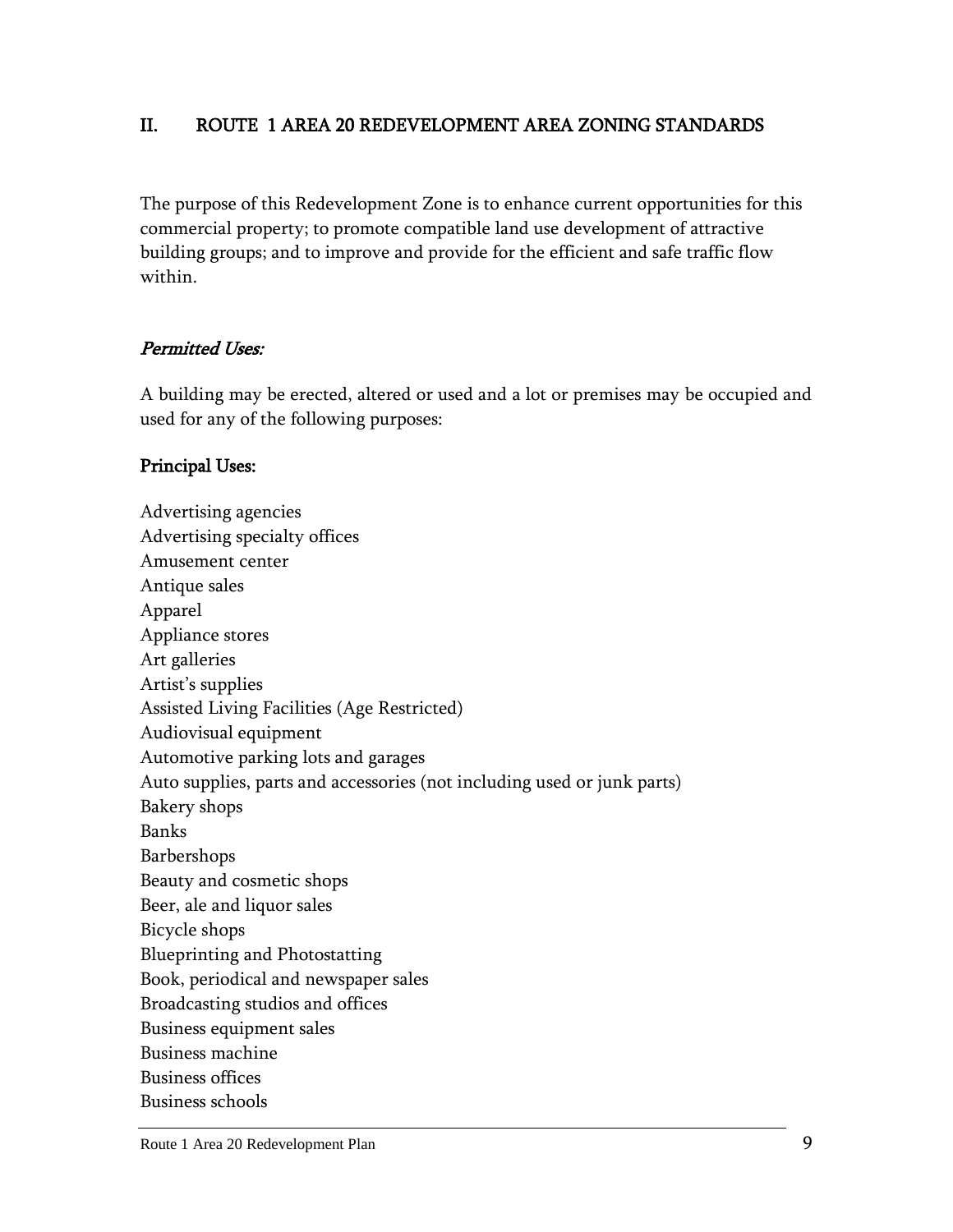## II. ROUTE 1 AREA 20 REDEVELOPMENT AREA ZONING STANDARDS

The purpose of this Redevelopment Zone is to enhance current opportunities for this commercial property; to promote compatible land use development of attractive building groups; and to improve and provide for the efficient and safe traffic flow within.

### *Permitted Uses:*

A building may be erected, altered or used and a lot or premises may be occupied and used for any of the following purposes:

### Principal Uses:

Advertising agencies
Advertising specialty offices
Amusement center
Antique sales
Apparel
Appliance stores
Art galleries
Artist's supplies
Assisted Living Facilities (Age Restricted)
Audiovisual equipment
Automotive parking lots and garages
Auto supplies, parts and accessories (not including used or junk parts)
Bakery shops
Banks
Barbershops
Beauty and cosmetic shops
Beer, ale and liquor sales
Bicycle shops
Blueprinting and Photostatting
Book, periodical and newspaper sales
Broadcasting studios and offices
Business equipment sales
Business machine
Business offices
Business schools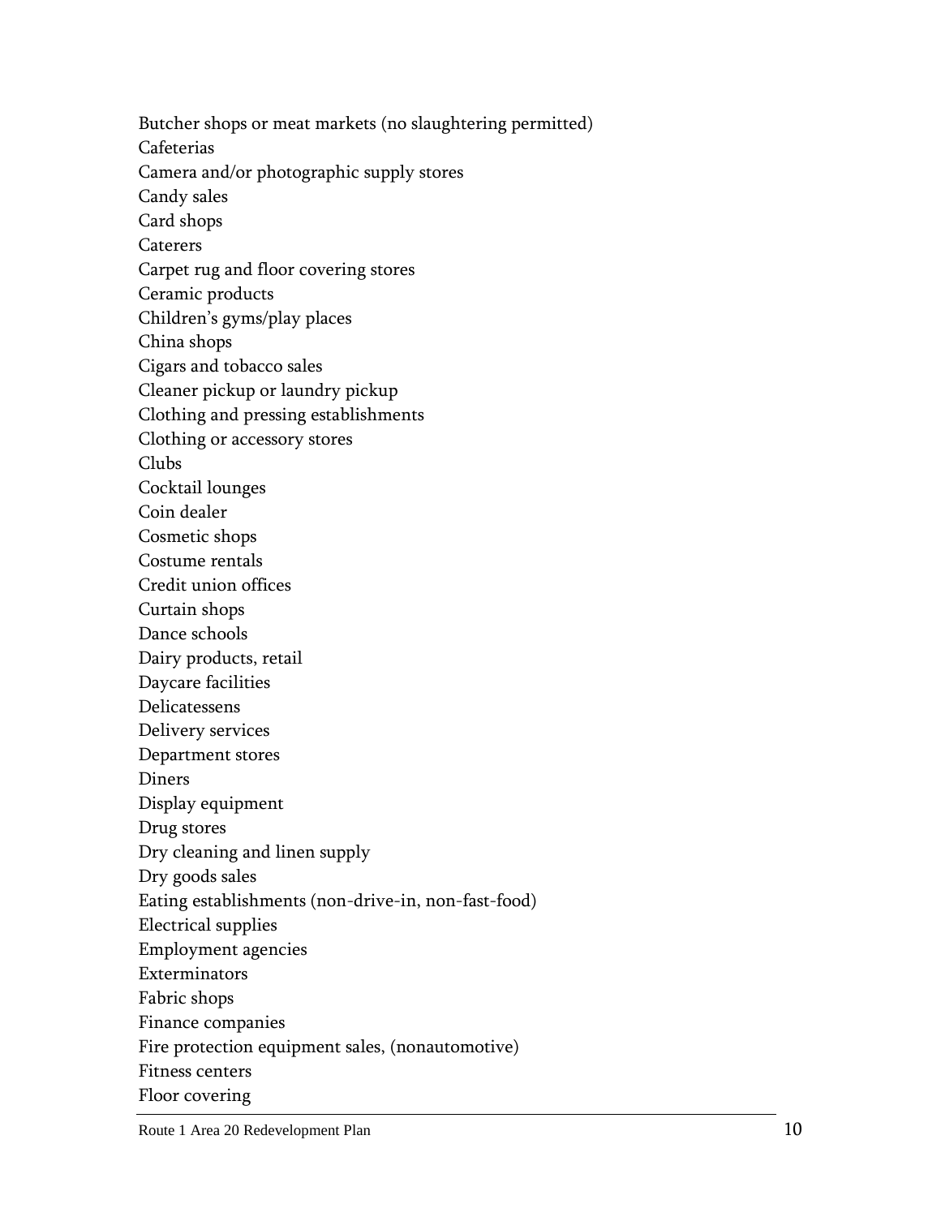Butcher shops or meat markets (no slaughtering permitted)
Cafeterias
Camera and/or photographic supply stores
Candy sales
Card shops
Caterers
Carpet rug and floor covering stores
Ceramic products
Children's gyms/play places
China shops
Cigars and tobacco sales
Cleaner pickup or laundry pickup
Clothing and pressing establishments
Clothing or accessory stores
Clubs
Cocktail lounges
Coin dealer
Cosmetic shops
Costume rentals
Credit union offices
Curtain shops
Dance schools
Dairy products, retail
Daycare facilities
Delicatessens
Delivery services
Department stores
Diners
Display equipment
Drug stores
Dry cleaning and linen supply
Dry goods sales
Eating establishments (non-drive-in, non-fast-food)
Electrical supplies
Employment agencies
Exterminators
Fabric shops
Finance companies
Fire protection equipment sales, (nonautomotive)
Fitness centers
Floor covering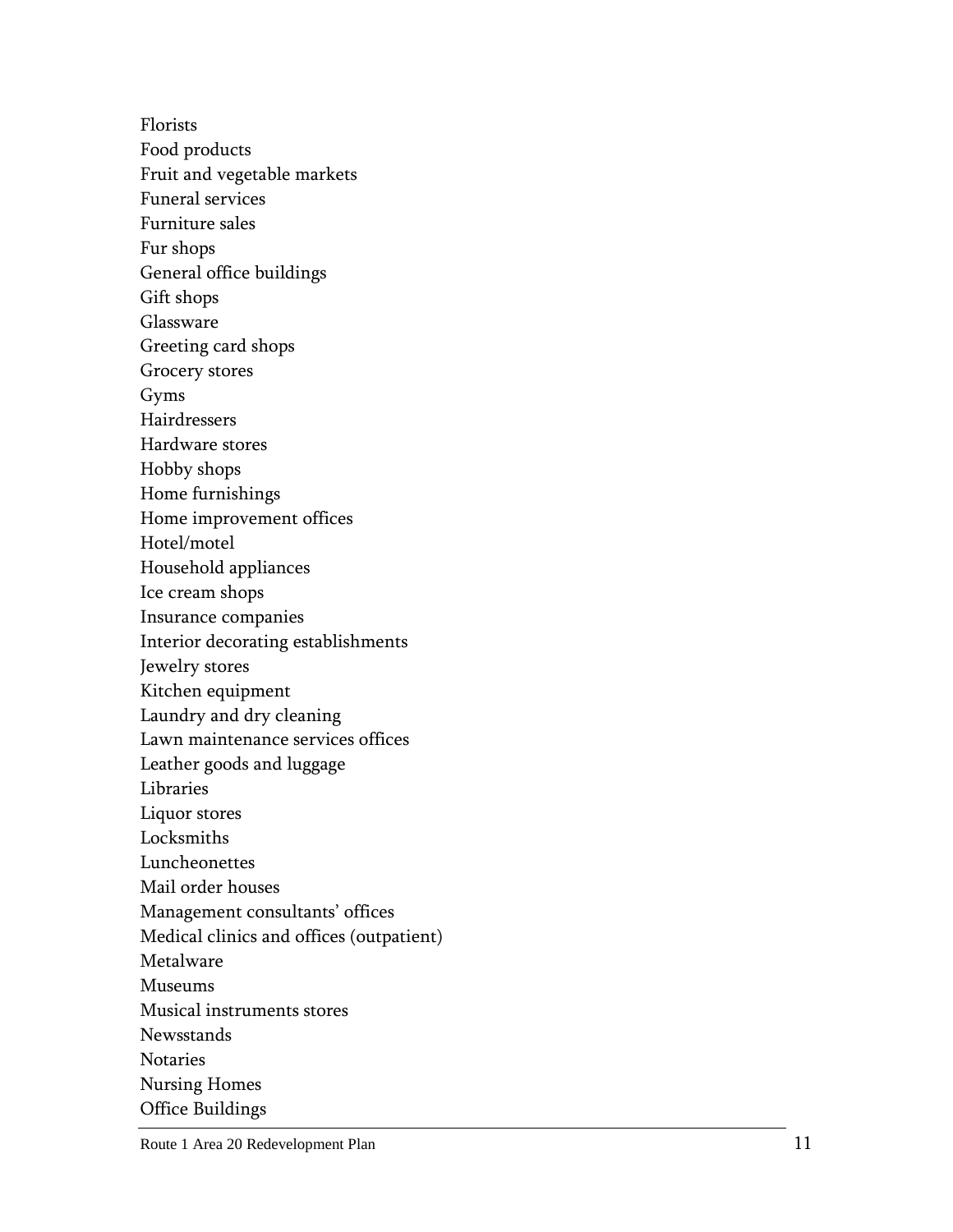Florists
Food products
Fruit and vegetable markets
Funeral services
Furniture sales
Fur shops
General office buildings
Gift shops
Glassware
Greeting card shops
Grocery stores
Gyms
Hairdressers
Hardware stores
Hobby shops
Home furnishings
Home improvement offices
Hotel/motel
Household appliances
Ice cream shops
Insurance companies
Interior decorating establishments
Jewelry stores
Kitchen equipment
Laundry and dry cleaning
Lawn maintenance services offices
Leather goods and luggage
Libraries
Liquor stores
Locksmiths
Luncheonettes
Mail order houses
Management consultants' offices
Medical clinics and offices (outpatient)
Metalware
Museums
Musical instruments stores
Newsstands
Notaries
Nursing Homes
Office Buildings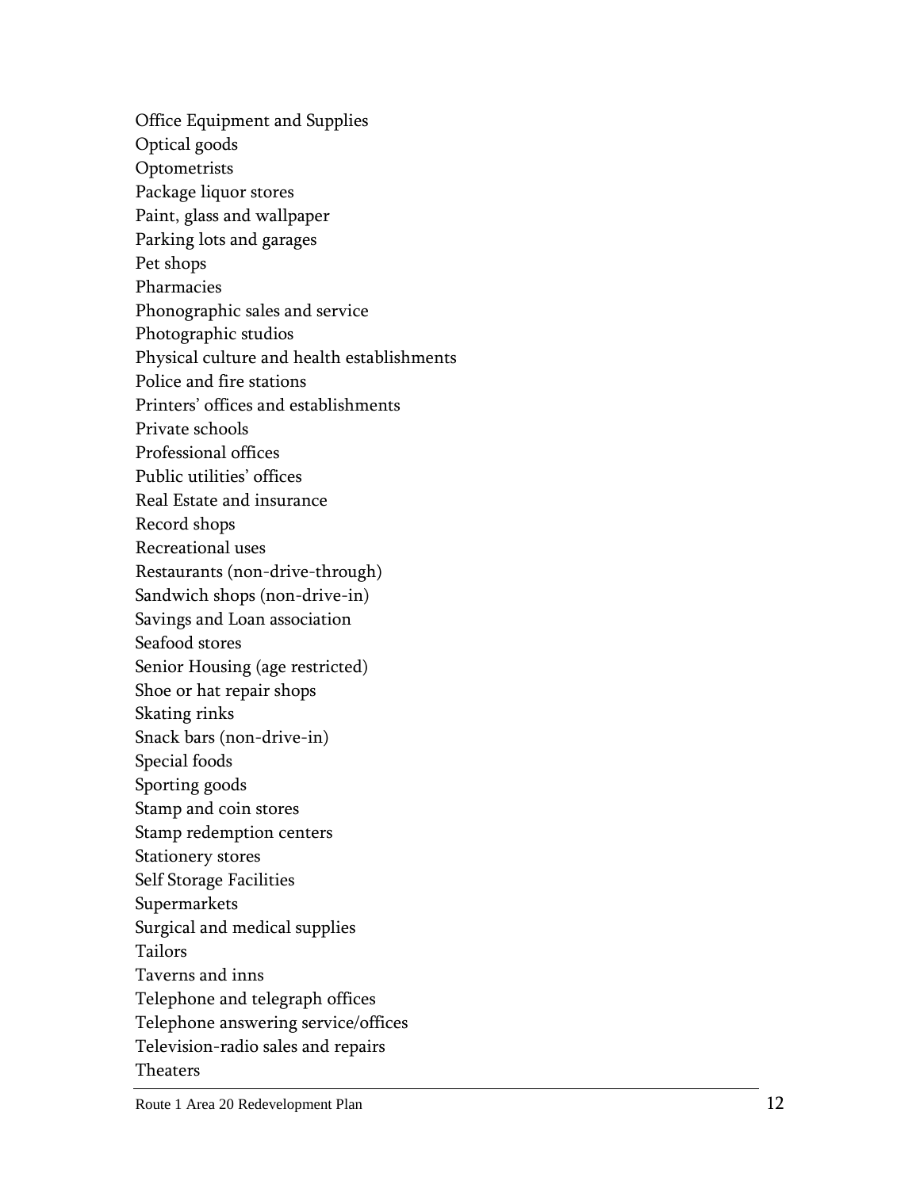Office Equipment and Supplies
Optical goods
Optometrists
Package liquor stores
Paint, glass and wallpaper
Parking lots and garages
Pet shops
Pharmacies
Phonographic sales and service
Photographic studios
Physical culture and health establishments
Police and fire stations
Printers' offices and establishments
Private schools
Professional offices
Public utilities' offices
Real Estate and insurance
Record shops
Recreational uses
Restaurants (non-drive-through)
Sandwich shops (non-drive-in)
Savings and Loan association
Seafood stores
Senior Housing (age restricted)
Shoe or hat repair shops
Skating rinks
Snack bars (non-drive-in)
Special foods
Sporting goods
Stamp and coin stores
Stamp redemption centers
Stationery stores
Self Storage Facilities
Supermarkets
Surgical and medical supplies
Tailors
Taverns and inns
Telephone and telegraph offices
Telephone answering service/offices
Television-radio sales and repairs
Theaters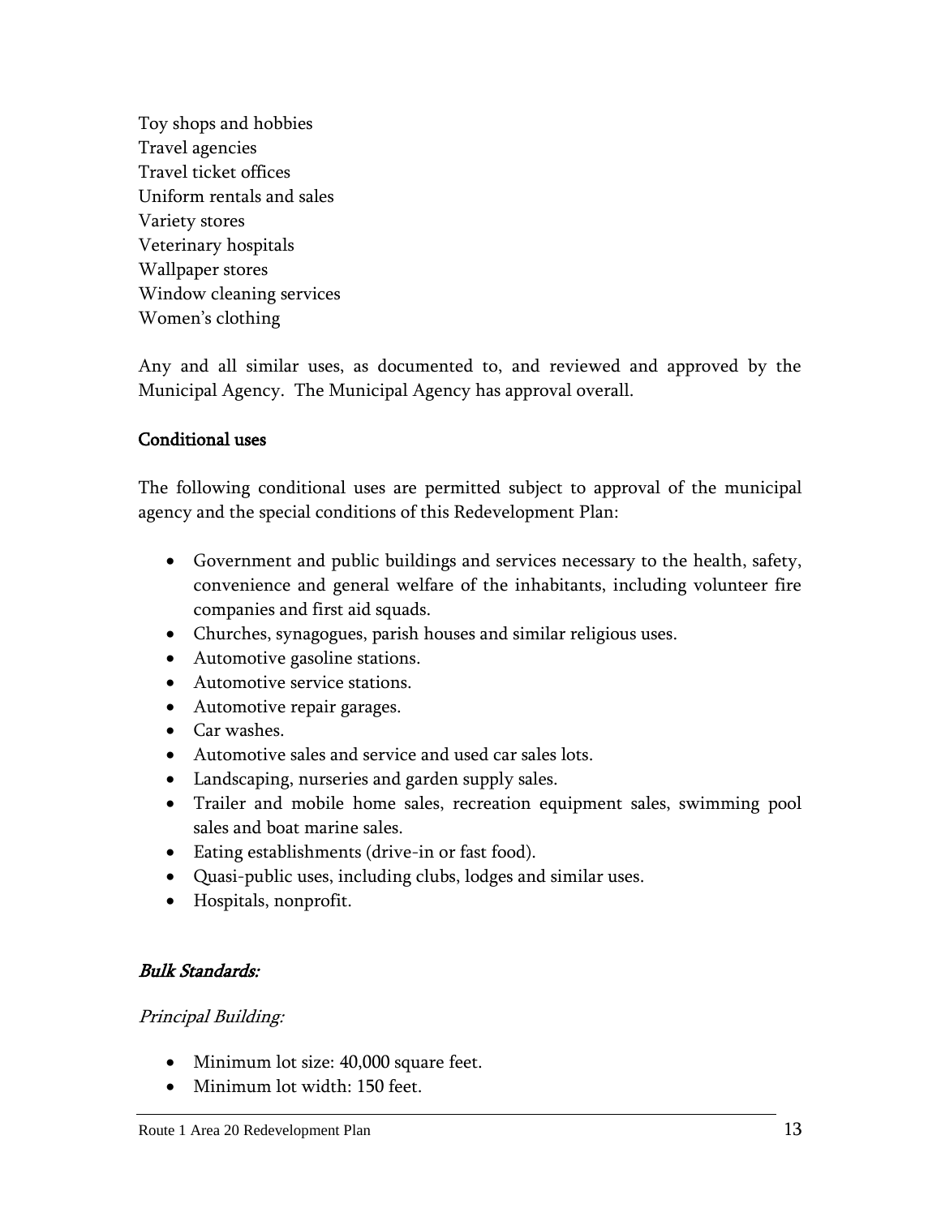Toy shops and hobbies
Travel agencies
Travel ticket offices
Uniform rentals and sales
Variety stores
Veterinary hospitals
Wallpaper stores
Window cleaning services
Women's clothing

Any and all similar uses, as documented to, and reviewed and approved by the Municipal Agency. The Municipal Agency has approval overall.

**Conditional uses**

The following conditional uses are permitted subject to approval of the municipal agency and the special conditions of this Redevelopment Plan:

- Government and public buildings and services necessary to the health, safety, convenience and general welfare of the inhabitants, including volunteer fire companies and first aid squads.
- Churches, synagogues, parish houses and similar religious uses.
- Automotive gasoline stations.
- Automotive service stations.
- Automotive repair garages.
- Car washes.
- Automotive sales and service and used car sales lots.
- Landscaping, nurseries and garden supply sales.
- Trailer and mobile home sales, recreation equipment sales, swimming pool sales and boat marine sales.
- Eating establishments (drive-in or fast food).
- Quasi-public uses, including clubs, lodges and similar uses.
- Hospitals, nonprofit.

***Bulk Standards:***

*Principal Building:*

- Minimum lot size: 40,000 square feet.
- Minimum lot width: 150 feet.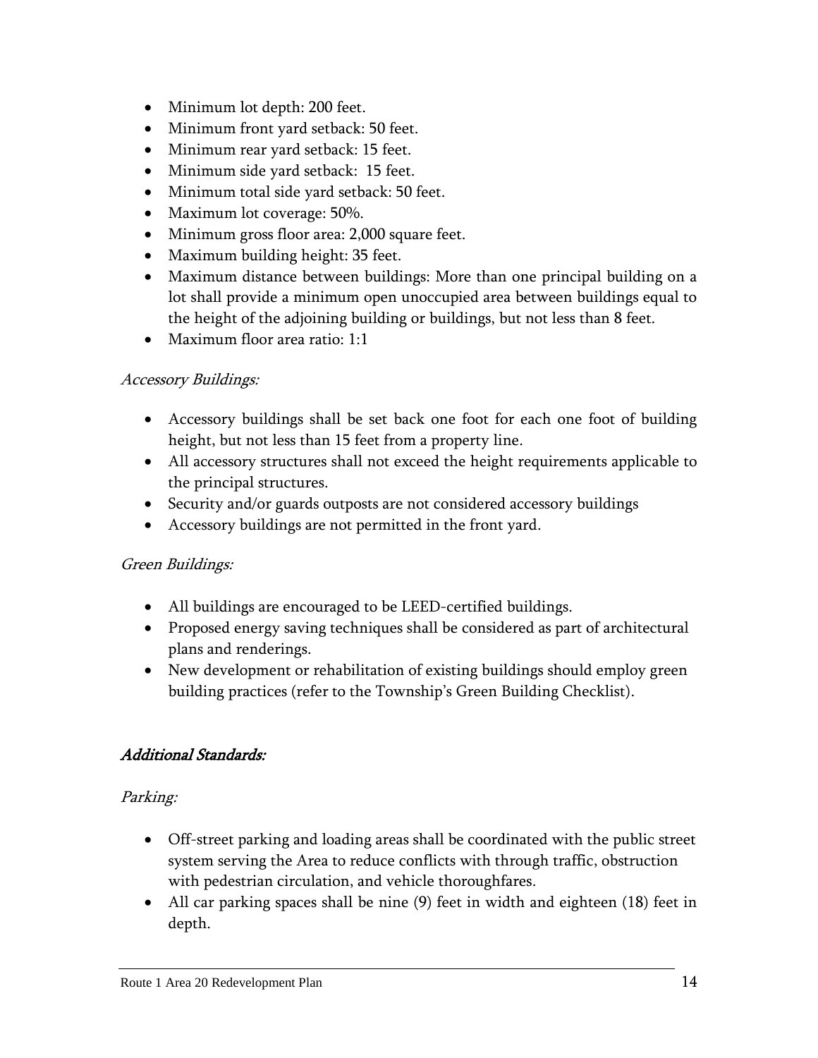- Minimum lot depth: 200 feet.
- Minimum front yard setback: 50 feet.
- Minimum rear yard setback: 15 feet.
- Minimum side yard setback: 15 feet.
- Minimum total side yard setback: 50 feet.
- Maximum lot coverage: 50%.
- Minimum gross floor area: 2,000 square feet.
- Maximum building height: 35 feet.
- Maximum distance between buildings: More than one principal building on a lot shall provide a minimum open unoccupied area between buildings equal to the height of the adjoining building or buildings, but not less than 8 feet.
- Maximum floor area ratio: 1:1

*Accessory Buildings:*

- Accessory buildings shall be set back one foot for each one foot of building height, but not less than 15 feet from a property line.
- All accessory structures shall not exceed the height requirements applicable to the principal structures.
- Security and/or guards outposts are not considered accessory buildings
- Accessory buildings are not permitted in the front yard.

*Green Buildings:*

- All buildings are encouraged to be LEED-certified buildings.
- Proposed energy saving techniques shall be considered as part of architectural plans and renderings.
- New development or rehabilitation of existing buildings should employ green building practices (refer to the Township's Green Building Checklist).

## *Additional Standards:*

*Parking:*

- Off-street parking and loading areas shall be coordinated with the public street system serving the Area to reduce conflicts with through traffic, obstruction with pedestrian circulation, and vehicle thoroughfares.
- All car parking spaces shall be nine (9) feet in width and eighteen (18) feet in depth.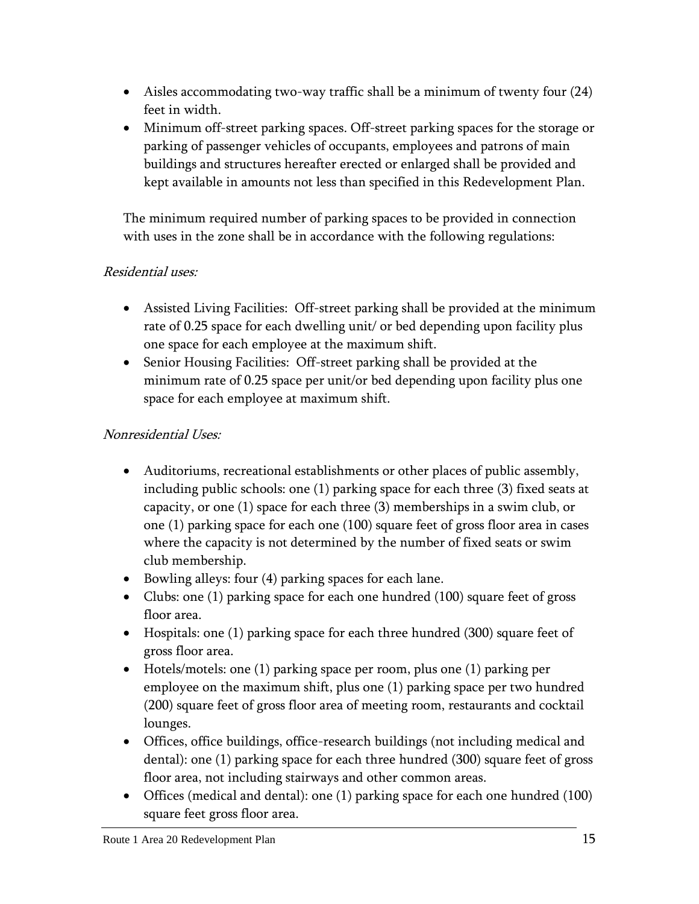- Aisles accommodating two-way traffic shall be a minimum of twenty four (24) feet in width.
- Minimum off-street parking spaces. Off-street parking spaces for the storage or parking of passenger vehicles of occupants, employees and patrons of main buildings and structures hereafter erected or enlarged shall be provided and kept available in amounts not less than specified in this Redevelopment Plan.

The minimum required number of parking spaces to be provided in connection with uses in the zone shall be in accordance with the following regulations:

*Residential uses:*

- Assisted Living Facilities: Off-street parking shall be provided at the minimum rate of 0.25 space for each dwelling unit/ or bed depending upon facility plus one space for each employee at the maximum shift.
- Senior Housing Facilities: Off-street parking shall be provided at the minimum rate of 0.25 space per unit/or bed depending upon facility plus one space for each employee at maximum shift.

*Nonresidential Uses:*

- Auditoriums, recreational establishments or other places of public assembly, including public schools: one (1) parking space for each three (3) fixed seats at capacity, or one (1) space for each three (3) memberships in a swim club, or one (1) parking space for each one (100) square feet of gross floor area in cases where the capacity is not determined by the number of fixed seats or swim club membership.
- Bowling alleys: four (4) parking spaces for each lane.
- Clubs: one (1) parking space for each one hundred (100) square feet of gross floor area.
- Hospitals: one (1) parking space for each three hundred (300) square feet of gross floor area.
- Hotels/motels: one (1) parking space per room, plus one (1) parking per employee on the maximum shift, plus one (1) parking space per two hundred (200) square feet of gross floor area of meeting room, restaurants and cocktail lounges.
- Offices, office buildings, office-research buildings (not including medical and dental): one (1) parking space for each three hundred (300) square feet of gross floor area, not including stairways and other common areas.
- Offices (medical and dental): one (1) parking space for each one hundred (100) square feet gross floor area.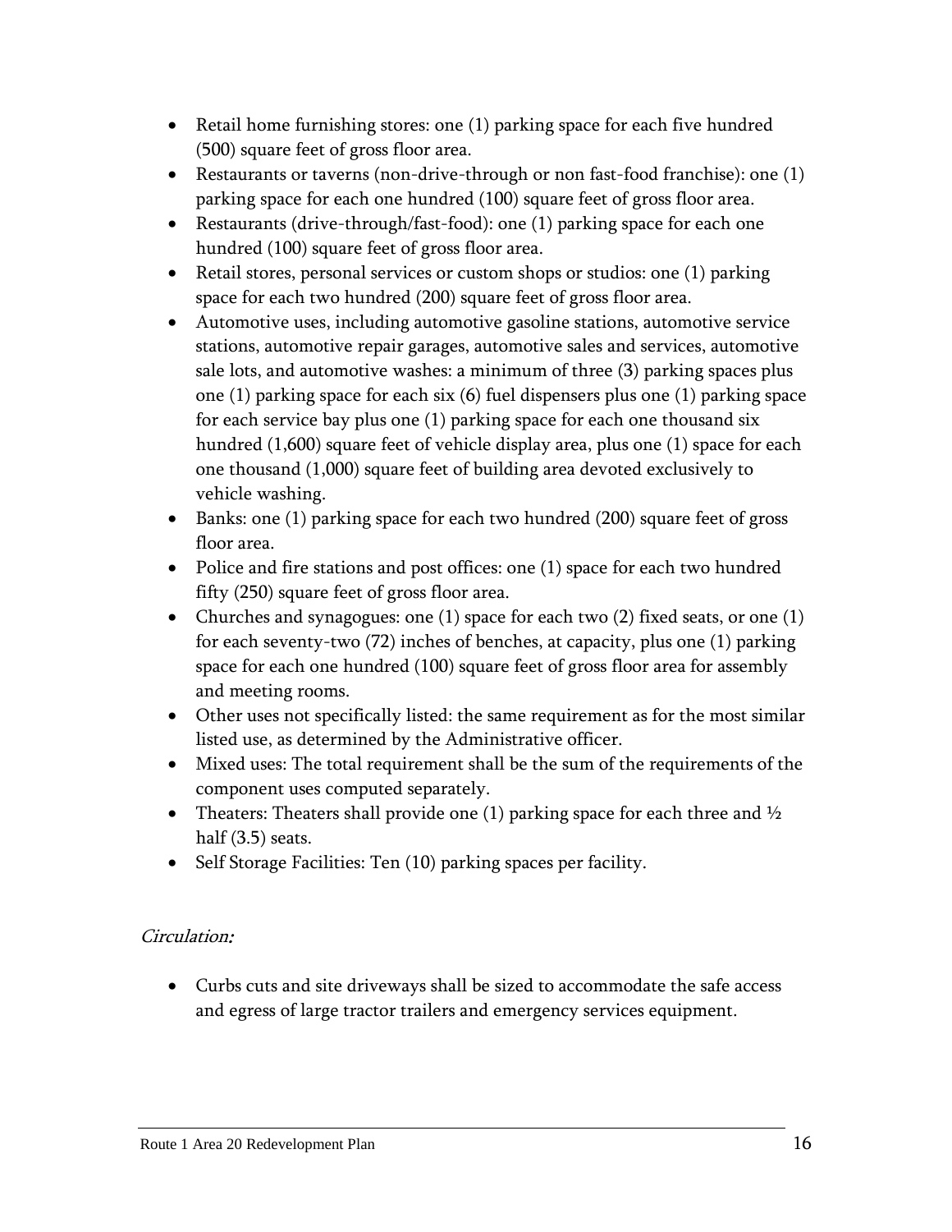- Retail home furnishing stores: one (1) parking space for each five hundred (500) square feet of gross floor area.
- Restaurants or taverns (non-drive-through or non fast-food franchise): one (1) parking space for each one hundred (100) square feet of gross floor area.
- Restaurants (drive-through/fast-food): one (1) parking space for each one hundred (100) square feet of gross floor area.
- Retail stores, personal services or custom shops or studios: one (1) parking space for each two hundred (200) square feet of gross floor area.
- Automotive uses, including automotive gasoline stations, automotive service stations, automotive repair garages, automotive sales and services, automotive sale lots, and automotive washes: a minimum of three (3) parking spaces plus one (1) parking space for each six (6) fuel dispensers plus one (1) parking space for each service bay plus one (1) parking space for each one thousand six hundred (1,600) square feet of vehicle display area, plus one (1) space for each one thousand (1,000) square feet of building area devoted exclusively to vehicle washing.
- Banks: one (1) parking space for each two hundred (200) square feet of gross floor area.
- Police and fire stations and post offices: one (1) space for each two hundred fifty (250) square feet of gross floor area.
- Churches and synagogues: one (1) space for each two (2) fixed seats, or one (1) for each seventy-two (72) inches of benches, at capacity, plus one (1) parking space for each one hundred (100) square feet of gross floor area for assembly and meeting rooms.
- Other uses not specifically listed: the same requirement as for the most similar listed use, as determined by the Administrative officer.
- Mixed uses: The total requirement shall be the sum of the requirements of the component uses computed separately.
- Theaters: Theaters shall provide one (1) parking space for each three and ½ half (3.5) seats.
- Self Storage Facilities: Ten (10) parking spaces per facility.

*Circulation:*

- Curbs cuts and site driveways shall be sized to accommodate the safe access and egress of large tractor trailers and emergency services equipment.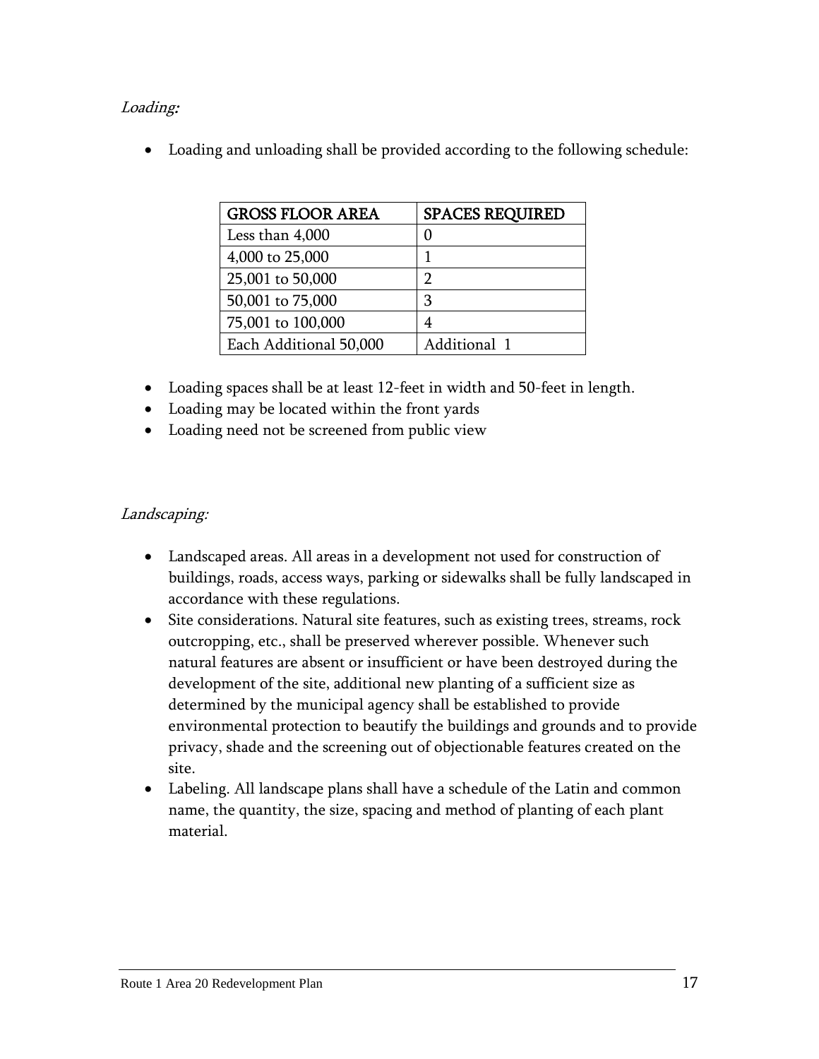*Loading:*

- Loading and unloading shall be provided according to the following schedule:

| GROSS FLOOR AREA | SPACES REQUIRED |
|---|---|
| Less than 4,000 | 0 |
| 4,000 to 25,000 | 1 |
| 25,001 to 50,000 | 2 |
| 50,001 to 75,000 | 3 |
| 75,001 to 100,000 | 4 |
| Each Additional 50,000 | Additional 1 |

- Loading spaces shall be at least 12-feet in width and 50-feet in length.
- Loading may be located within the front yards
- Loading need not be screened from public view

*Landscaping:*

- Landscaped areas. All areas in a development not used for construction of buildings, roads, access ways, parking or sidewalks shall be fully landscaped in accordance with these regulations.
- Site considerations. Natural site features, such as existing trees, streams, rock outcropping, etc., shall be preserved wherever possible. Whenever such natural features are absent or insufficient or have been destroyed during the development of the site, additional new planting of a sufficient size as determined by the municipal agency shall be established to provide environmental protection to beautify the buildings and grounds and to provide privacy, shade and the screening out of objectionable features created on the site.
- Labeling. All landscape plans shall have a schedule of the Latin and common name, the quantity, the size, spacing and method of planting of each plant material.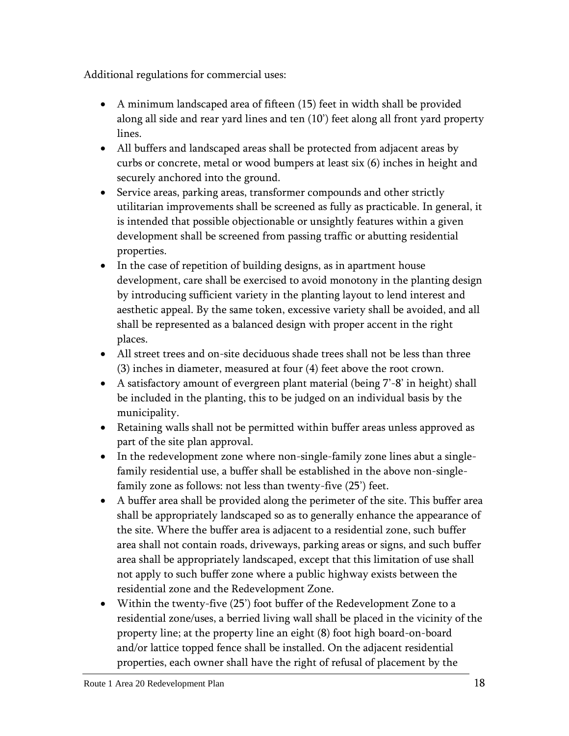Additional regulations for commercial uses:

- A minimum landscaped area of fifteen (15) feet in width shall be provided along all side and rear yard lines and ten (10') feet along all front yard property lines.
- All buffers and landscaped areas shall be protected from adjacent areas by curbs or concrete, metal or wood bumpers at least six (6) inches in height and securely anchored into the ground.
- Service areas, parking areas, transformer compounds and other strictly utilitarian improvements shall be screened as fully as practicable. In general, it is intended that possible objectionable or unsightly features within a given development shall be screened from passing traffic or abutting residential properties.
- In the case of repetition of building designs, as in apartment house development, care shall be exercised to avoid monotony in the planting design by introducing sufficient variety in the planting layout to lend interest and aesthetic appeal. By the same token, excessive variety shall be avoided, and all shall be represented as a balanced design with proper accent in the right places.
- All street trees and on-site deciduous shade trees shall not be less than three (3) inches in diameter, measured at four (4) feet above the root crown.
- A satisfactory amount of evergreen plant material (being 7'-8' in height) shall be included in the planting, this to be judged on an individual basis by the municipality.
- Retaining walls shall not be permitted within buffer areas unless approved as part of the site plan approval.
- In the redevelopment zone where non-single-family zone lines abut a single-family residential use, a buffer shall be established in the above non-single-family zone as follows: not less than twenty-five (25') feet.
- A buffer area shall be provided along the perimeter of the site. This buffer area shall be appropriately landscaped so as to generally enhance the appearance of the site. Where the buffer area is adjacent to a residential zone, such buffer area shall not contain roads, driveways, parking areas or signs, and such buffer area shall be appropriately landscaped, except that this limitation of use shall not apply to such buffer zone where a public highway exists between the residential zone and the Redevelopment Zone.
- Within the twenty-five (25') foot buffer of the Redevelopment Zone to a residential zone/uses, a berried living wall shall be placed in the vicinity of the property line; at the property line an eight (8) foot high board-on-board and/or lattice topped fence shall be installed. On the adjacent residential properties, each owner shall have the right of refusal of placement by the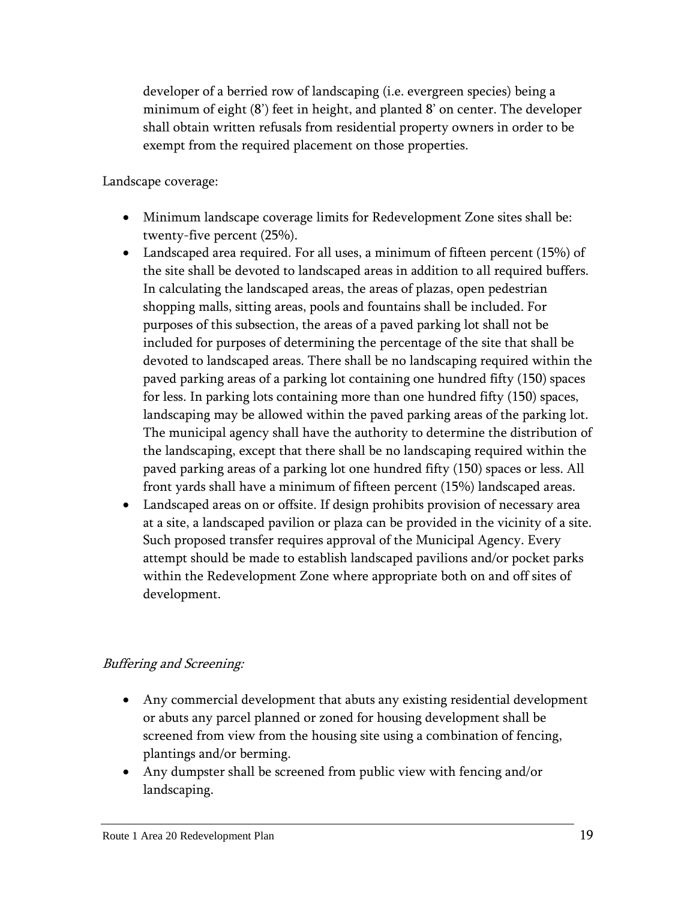developer of a berried row of landscaping (i.e. evergreen species) being a minimum of eight (8') feet in height, and planted 8' on center. The developer shall obtain written refusals from residential property owners in order to be exempt from the required placement on those properties.

Landscape coverage:

- Minimum landscape coverage limits for Redevelopment Zone sites shall be: twenty-five percent (25%).
- Landscaped area required. For all uses, a minimum of fifteen percent (15%) of the site shall be devoted to landscaped areas in addition to all required buffers. In calculating the landscaped areas, the areas of plazas, open pedestrian shopping malls, sitting areas, pools and fountains shall be included. For purposes of this subsection, the areas of a paved parking lot shall not be included for purposes of determining the percentage of the site that shall be devoted to landscaped areas. There shall be no landscaping required within the paved parking areas of a parking lot containing one hundred fifty (150) spaces for less. In parking lots containing more than one hundred fifty (150) spaces, landscaping may be allowed within the paved parking areas of the parking lot. The municipal agency shall have the authority to determine the distribution of the landscaping, except that there shall be no landscaping required within the paved parking areas of a parking lot one hundred fifty (150) spaces or less. All front yards shall have a minimum of fifteen percent (15%) landscaped areas.
- Landscaped areas on or offsite. If design prohibits provision of necessary area at a site, a landscaped pavilion or plaza can be provided in the vicinity of a site. Such proposed transfer requires approval of the Municipal Agency. Every attempt should be made to establish landscaped pavilions and/or pocket parks within the Redevelopment Zone where appropriate both on and off sites of development.

*Buffering and Screening:*

- Any commercial development that abuts any existing residential development or abuts any parcel planned or zoned for housing development shall be screened from view from the housing site using a combination of fencing, plantings and/or berming.
- Any dumpster shall be screened from public view with fencing and/or landscaping.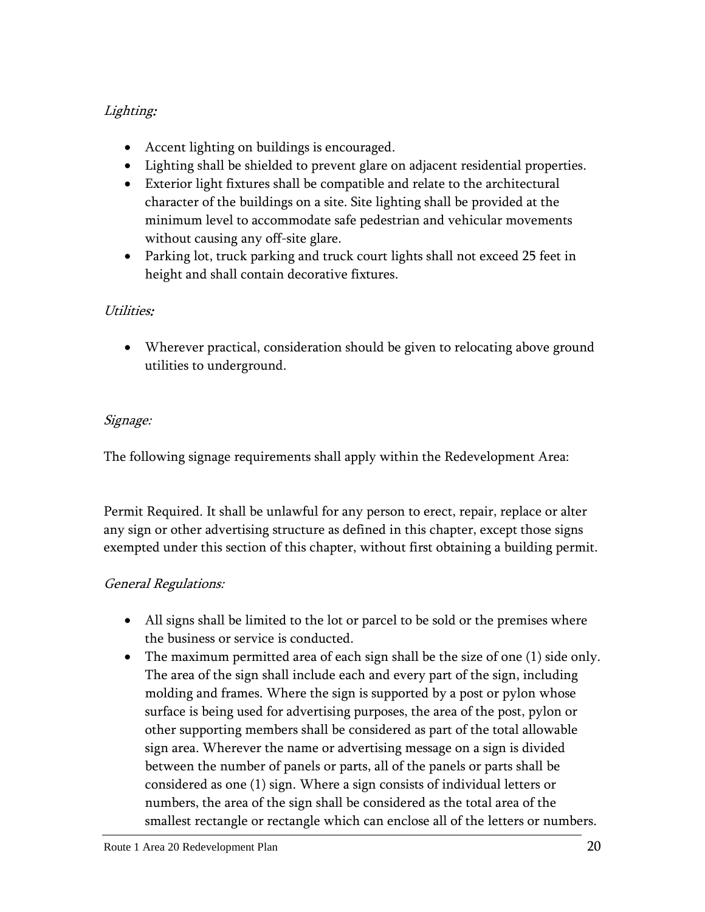*Lighting:*

- Accent lighting on buildings is encouraged.
- Lighting shall be shielded to prevent glare on adjacent residential properties.
- Exterior light fixtures shall be compatible and relate to the architectural character of the buildings on a site. Site lighting shall be provided at the minimum level to accommodate safe pedestrian and vehicular movements without causing any off-site glare.
- Parking lot, truck parking and truck court lights shall not exceed 25 feet in height and shall contain decorative fixtures.

*Utilities:*

- Wherever practical, consideration should be given to relocating above ground utilities to underground.

*Signage:*

The following signage requirements shall apply within the Redevelopment Area:

Permit Required. It shall be unlawful for any person to erect, repair, replace or alter any sign or other advertising structure as defined in this chapter, except those signs exempted under this section of this chapter, without first obtaining a building permit.

*General Regulations:*

- All signs shall be limited to the lot or parcel to be sold or the premises where the business or service is conducted.
- The maximum permitted area of each sign shall be the size of one (1) side only. The area of the sign shall include each and every part of the sign, including molding and frames. Where the sign is supported by a post or pylon whose surface is being used for advertising purposes, the area of the post, pylon or other supporting members shall be considered as part of the total allowable sign area. Wherever the name or advertising message on a sign is divided between the number of panels or parts, all of the panels or parts shall be considered as one (1) sign. Where a sign consists of individual letters or numbers, the area of the sign shall be considered as the total area of the smallest rectangle or rectangle which can enclose all of the letters or numbers.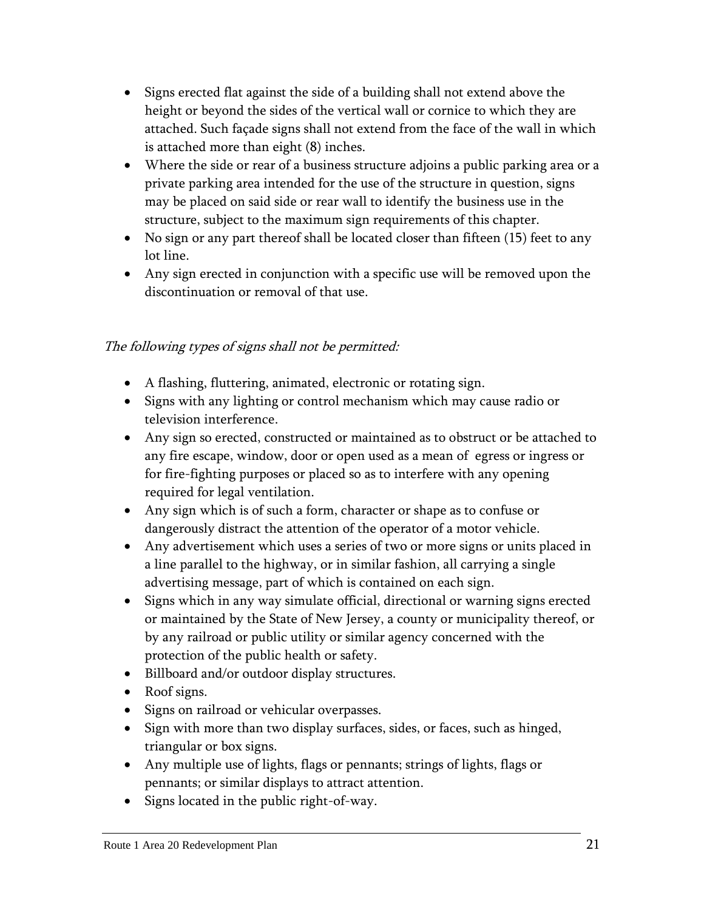- Signs erected flat against the side of a building shall not extend above the height or beyond the sides of the vertical wall or cornice to which they are attached. Such façade signs shall not extend from the face of the wall in which is attached more than eight (8) inches.
- Where the side or rear of a business structure adjoins a public parking area or a private parking area intended for the use of the structure in question, signs may be placed on said side or rear wall to identify the business use in the structure, subject to the maximum sign requirements of this chapter.
- No sign or any part thereof shall be located closer than fifteen (15) feet to any lot line.
- Any sign erected in conjunction with a specific use will be removed upon the discontinuation or removal of that use.

*The following types of signs shall not be permitted:*

- A flashing, fluttering, animated, electronic or rotating sign.
- Signs with any lighting or control mechanism which may cause radio or television interference.
- Any sign so erected, constructed or maintained as to obstruct or be attached to any fire escape, window, door or open used as a mean of egress or ingress or for fire-fighting purposes or placed so as to interfere with any opening required for legal ventilation.
- Any sign which is of such a form, character or shape as to confuse or dangerously distract the attention of the operator of a motor vehicle.
- Any advertisement which uses a series of two or more signs or units placed in a line parallel to the highway, or in similar fashion, all carrying a single advertising message, part of which is contained on each sign.
- Signs which in any way simulate official, directional or warning signs erected or maintained by the State of New Jersey, a county or municipality thereof, or by any railroad or public utility or similar agency concerned with the protection of the public health or safety.
- Billboard and/or outdoor display structures.
- Roof signs.
- Signs on railroad or vehicular overpasses.
- Sign with more than two display surfaces, sides, or faces, such as hinged, triangular or box signs.
- Any multiple use of lights, flags or pennants; strings of lights, flags or pennants; or similar displays to attract attention.
- Signs located in the public right-of-way.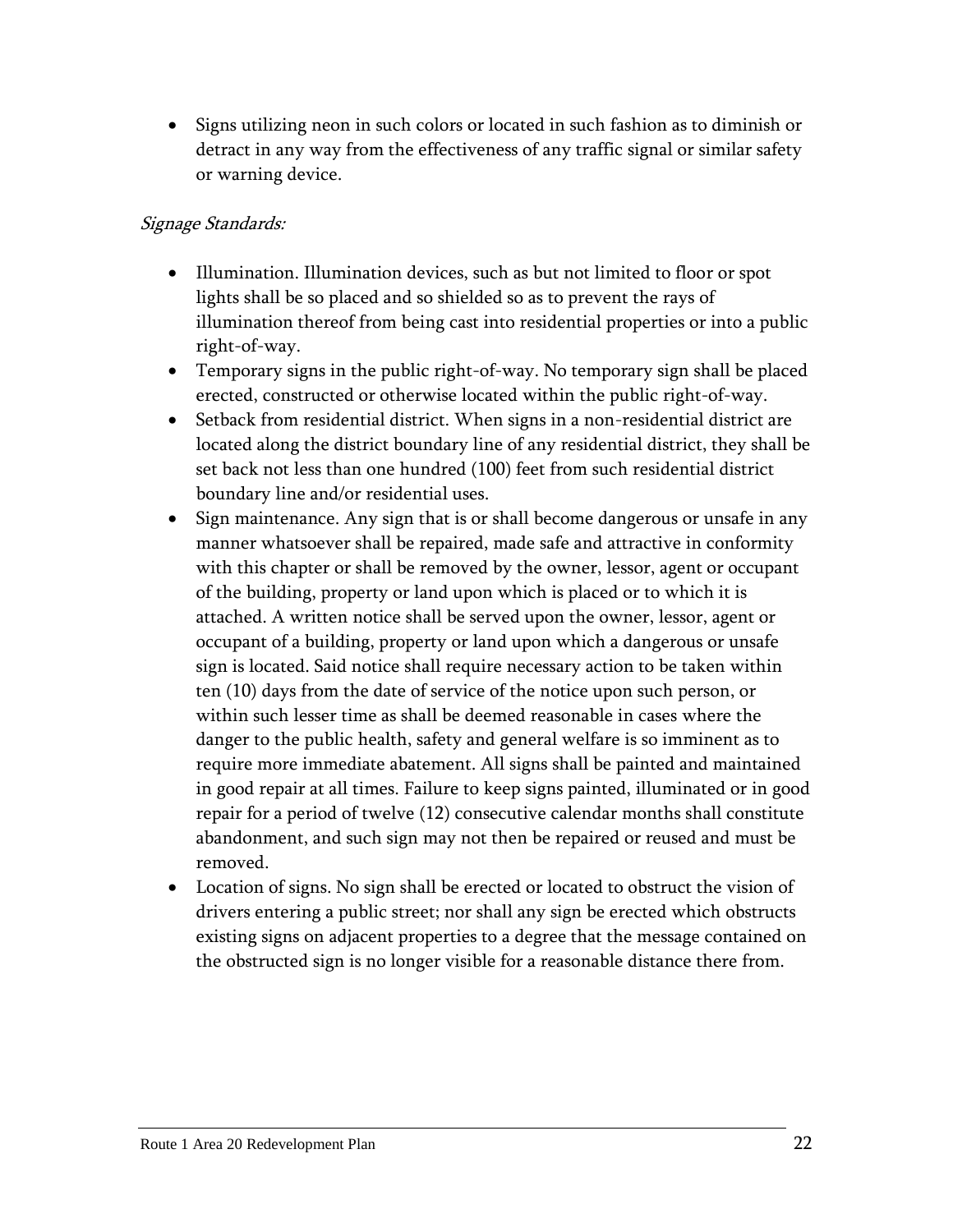- Signs utilizing neon in such colors or located in such fashion as to diminish or detract in any way from the effectiveness of any traffic signal or similar safety or warning device.

*Signage Standards:*

- Illumination. Illumination devices, such as but not limited to floor or spot lights shall be so placed and so shielded so as to prevent the rays of illumination thereof from being cast into residential properties or into a public right-of-way.
- Temporary signs in the public right-of-way. No temporary sign shall be placed erected, constructed or otherwise located within the public right-of-way.
- Setback from residential district. When signs in a non-residential district are located along the district boundary line of any residential district, they shall be set back not less than one hundred (100) feet from such residential district boundary line and/or residential uses.
- Sign maintenance. Any sign that is or shall become dangerous or unsafe in any manner whatsoever shall be repaired, made safe and attractive in conformity with this chapter or shall be removed by the owner, lessor, agent or occupant of the building, property or land upon which is placed or to which it is attached. A written notice shall be served upon the owner, lessor, agent or occupant of a building, property or land upon which a dangerous or unsafe sign is located. Said notice shall require necessary action to be taken within ten (10) days from the date of service of the notice upon such person, or within such lesser time as shall be deemed reasonable in cases where the danger to the public health, safety and general welfare is so imminent as to require more immediate abatement. All signs shall be painted and maintained in good repair at all times. Failure to keep signs painted, illuminated or in good repair for a period of twelve (12) consecutive calendar months shall constitute abandonment, and such sign may not then be repaired or reused and must be removed.
- Location of signs. No sign shall be erected or located to obstruct the vision of drivers entering a public street; nor shall any sign be erected which obstructs existing signs on adjacent properties to a degree that the message contained on the obstructed sign is no longer visible for a reasonable distance there from.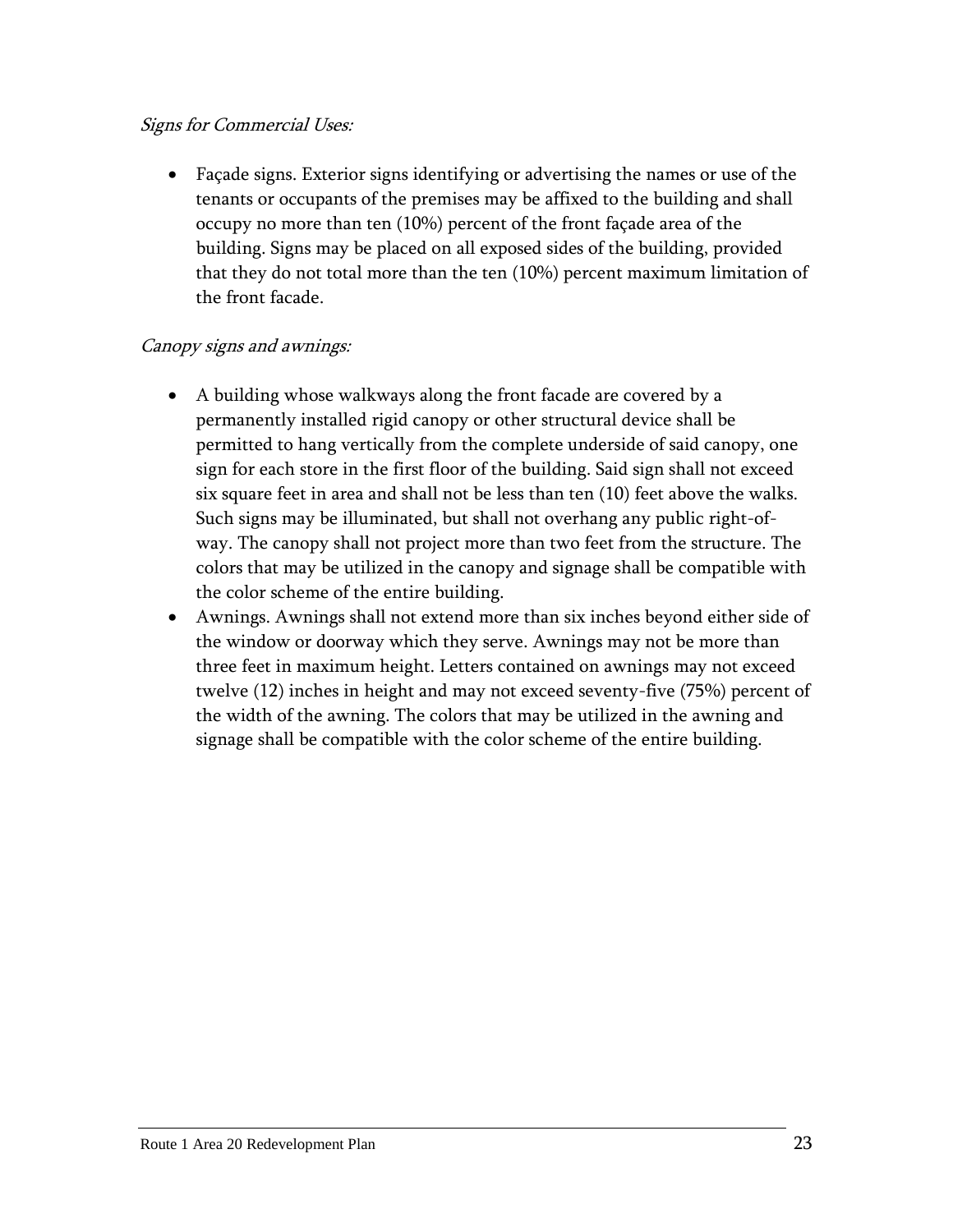*Signs for Commercial Uses:*

- Façade signs. Exterior signs identifying or advertising the names or use of the tenants or occupants of the premises may be affixed to the building and shall occupy no more than ten (10%) percent of the front façade area of the building. Signs may be placed on all exposed sides of the building, provided that they do not total more than the ten (10%) percent maximum limitation of the front facade.

*Canopy signs and awnings:*

- A building whose walkways along the front facade are covered by a permanently installed rigid canopy or other structural device shall be permitted to hang vertically from the complete underside of said canopy, one sign for each store in the first floor of the building. Said sign shall not exceed six square feet in area and shall not be less than ten (10) feet above the walks. Such signs may be illuminated, but shall not overhang any public right-of-way. The canopy shall not project more than two feet from the structure. The colors that may be utilized in the canopy and signage shall be compatible with the color scheme of the entire building.
- Awnings. Awnings shall not extend more than six inches beyond either side of the window or doorway which they serve. Awnings may not be more than three feet in maximum height. Letters contained on awnings may not exceed twelve (12) inches in height and may not exceed seventy-five (75%) percent of the width of the awning. The colors that may be utilized in the awning and signage shall be compatible with the color scheme of the entire building.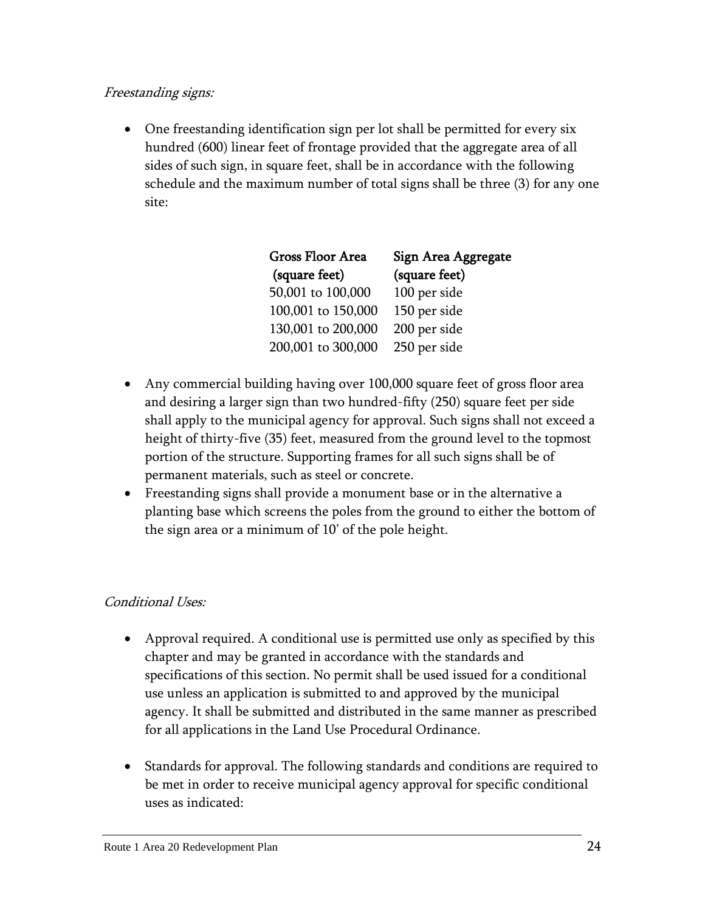*Freestanding signs:*

- One freestanding identification sign per lot shall be permitted for every six hundred (600) linear feet of frontage provided that the aggregate area of all sides of such sign, in square feet, shall be in accordance with the following schedule and the maximum number of total signs shall be three (3) for any one site:

| Gross Floor Area (square feet) | Sign Area Aggregate (square feet) |
|---|---|
| 50,001 to 100,000 | 100 per side |
| 100,001 to 150,000 | 150 per side |
| 130,001 to 200,000 | 200 per side |
| 200,001 to 300,000 | 250 per side |

- Any commercial building having over 100,000 square feet of gross floor area and desiring a larger sign than two hundred-fifty (250) square feet per side shall apply to the municipal agency for approval. Such signs shall not exceed a height of thirty-five (35) feet, measured from the ground level to the topmost portion of the structure. Supporting frames for all such signs shall be of permanent materials, such as steel or concrete.
- Freestanding signs shall provide a monument base or in the alternative a planting base which screens the poles from the ground to either the bottom of the sign area or a minimum of 10' of the pole height.

*Conditional Uses:*

- Approval required. A conditional use is permitted use only as specified by this chapter and may be granted in accordance with the standards and specifications of this section. No permit shall be used issued for a conditional use unless an application is submitted to and approved by the municipal agency. It shall be submitted and distributed in the same manner as prescribed for all applications in the Land Use Procedural Ordinance.

- Standards for approval. The following standards and conditions are required to be met in order to receive municipal agency approval for specific conditional uses as indicated: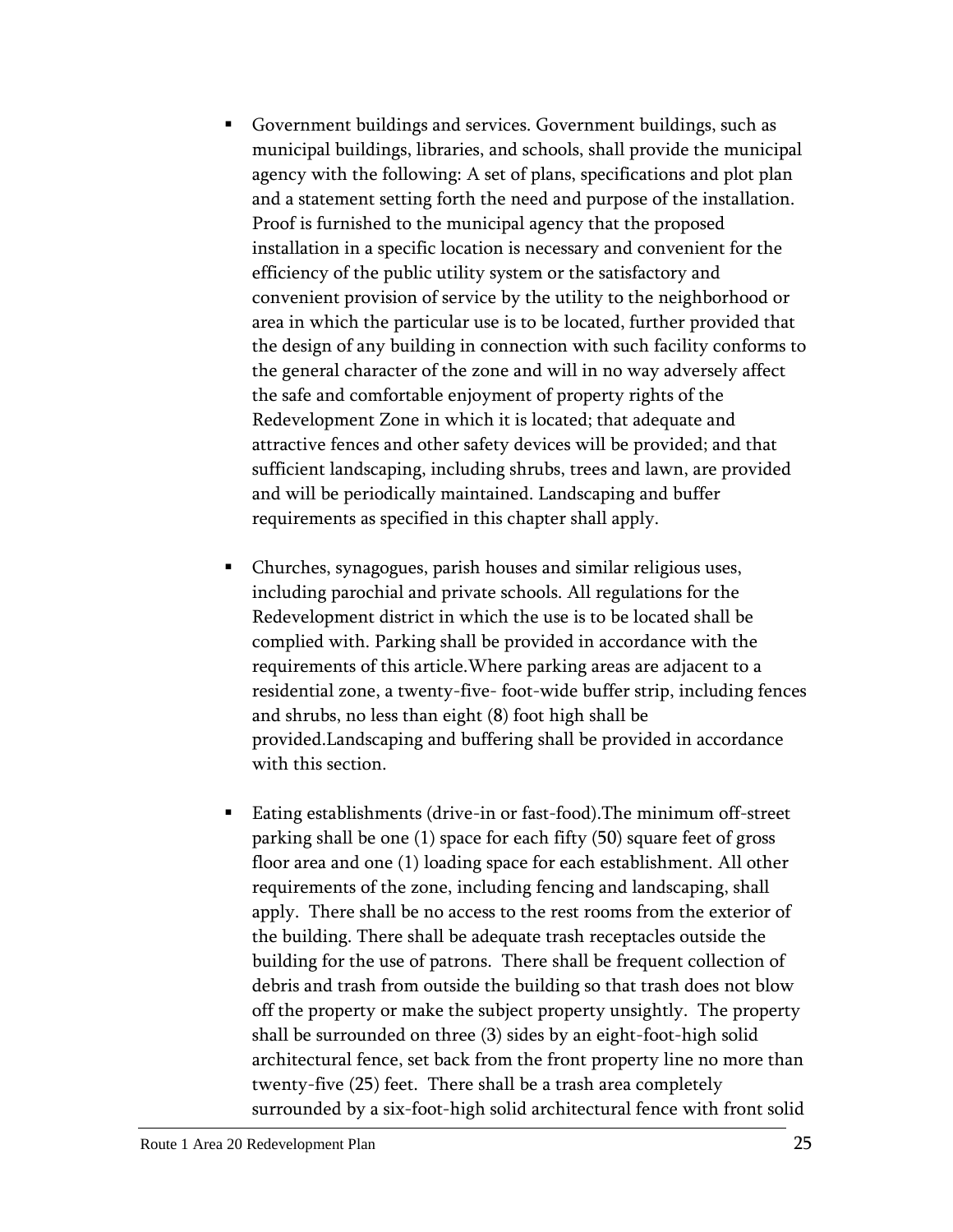- Government buildings and services. Government buildings, such as municipal buildings, libraries, and schools, shall provide the municipal agency with the following: A set of plans, specifications and plot plan and a statement setting forth the need and purpose of the installation. Proof is furnished to the municipal agency that the proposed installation in a specific location is necessary and convenient for the efficiency of the public utility system or the satisfactory and convenient provision of service by the utility to the neighborhood or area in which the particular use is to be located, further provided that the design of any building in connection with such facility conforms to the general character of the zone and will in no way adversely affect the safe and comfortable enjoyment of property rights of the Redevelopment Zone in which it is located; that adequate and attractive fences and other safety devices will be provided; and that sufficient landscaping, including shrubs, trees and lawn, are provided and will be periodically maintained. Landscaping and buffer requirements as specified in this chapter shall apply.

- Churches, synagogues, parish houses and similar religious uses, including parochial and private schools. All regulations for the Redevelopment district in which the use is to be located shall be complied with. Parking shall be provided in accordance with the requirements of this article.Where parking areas are adjacent to a residential zone, a twenty-five- foot-wide buffer strip, including fences and shrubs, no less than eight (8) foot high shall be provided.Landscaping and buffering shall be provided in accordance with this section.

- Eating establishments (drive-in or fast-food).The minimum off-street parking shall be one (1) space for each fifty (50) square feet of gross floor area and one (1) loading space for each establishment. All other requirements of the zone, including fencing and landscaping, shall apply. There shall be no access to the rest rooms from the exterior of the building. There shall be adequate trash receptacles outside the building for the use of patrons. There shall be frequent collection of debris and trash from outside the building so that trash does not blow off the property or make the subject property unsightly. The property shall be surrounded on three (3) sides by an eight-foot-high solid architectural fence, set back from the front property line no more than twenty-five (25) feet. There shall be a trash area completely surrounded by a six-foot-high solid architectural fence with front solid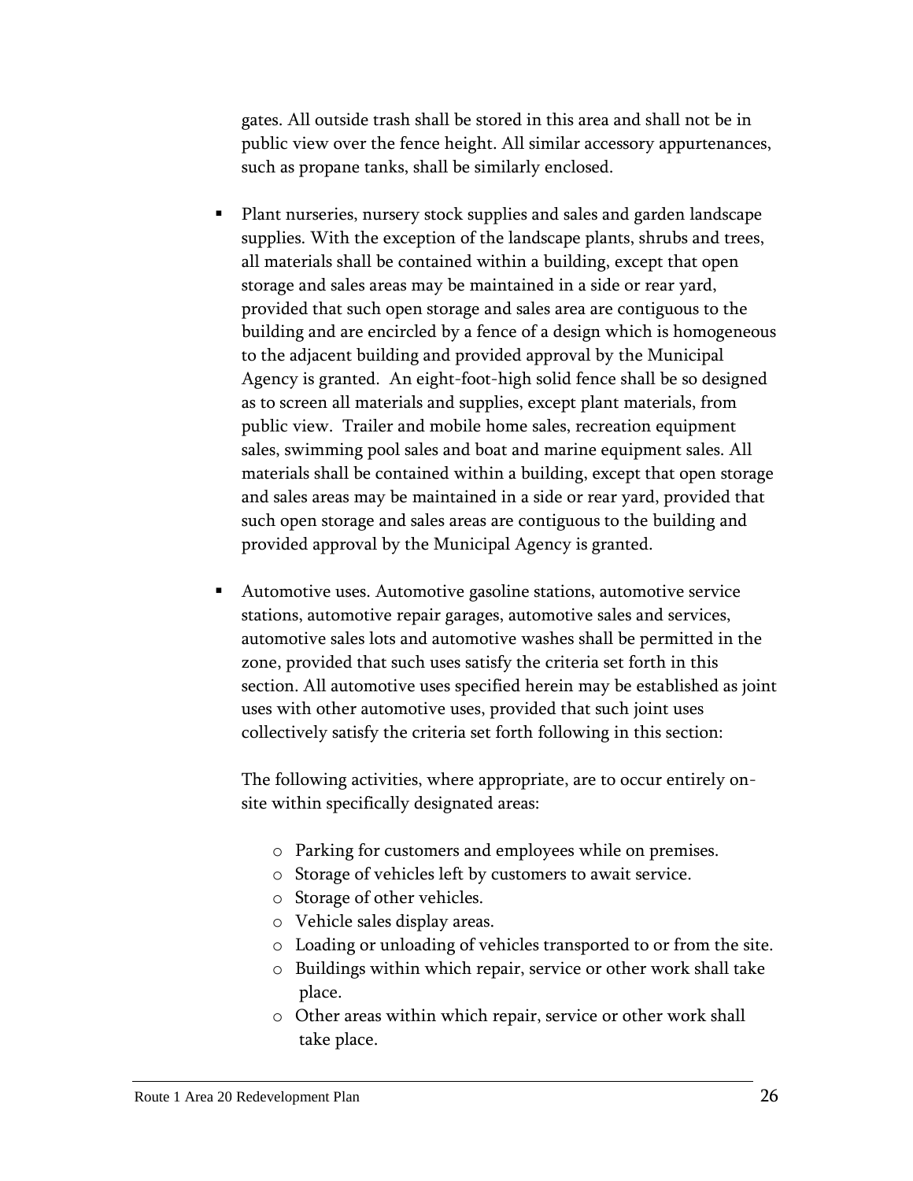gates. All outside trash shall be stored in this area and shall not be in public view over the fence height. All similar accessory appurtenances, such as propane tanks, shall be similarly enclosed.

- Plant nurseries, nursery stock supplies and sales and garden landscape supplies. With the exception of the landscape plants, shrubs and trees, all materials shall be contained within a building, except that open storage and sales areas may be maintained in a side or rear yard, provided that such open storage and sales area are contiguous to the building and are encircled by a fence of a design which is homogeneous to the adjacent building and provided approval by the Municipal Agency is granted. An eight-foot-high solid fence shall be so designed as to screen all materials and supplies, except plant materials, from public view. Trailer and mobile home sales, recreation equipment sales, swimming pool sales and boat and marine equipment sales. All materials shall be contained within a building, except that open storage and sales areas may be maintained in a side or rear yard, provided that such open storage and sales areas are contiguous to the building and provided approval by the Municipal Agency is granted.

- Automotive uses. Automotive gasoline stations, automotive service stations, automotive repair garages, automotive sales and services, automotive sales lots and automotive washes shall be permitted in the zone, provided that such uses satisfy the criteria set forth in this section. All automotive uses specified herein may be established as joint uses with other automotive uses, provided that such joint uses collectively satisfy the criteria set forth following in this section:

  The following activities, where appropriate, are to occur entirely on-site within specifically designated areas:

  - Parking for customers and employees while on premises.
  - Storage of vehicles left by customers to await service.
  - Storage of other vehicles.
  - Vehicle sales display areas.
  - Loading or unloading of vehicles transported to or from the site.
  - Buildings within which repair, service or other work shall take place.
  - Other areas within which repair, service or other work shall take place.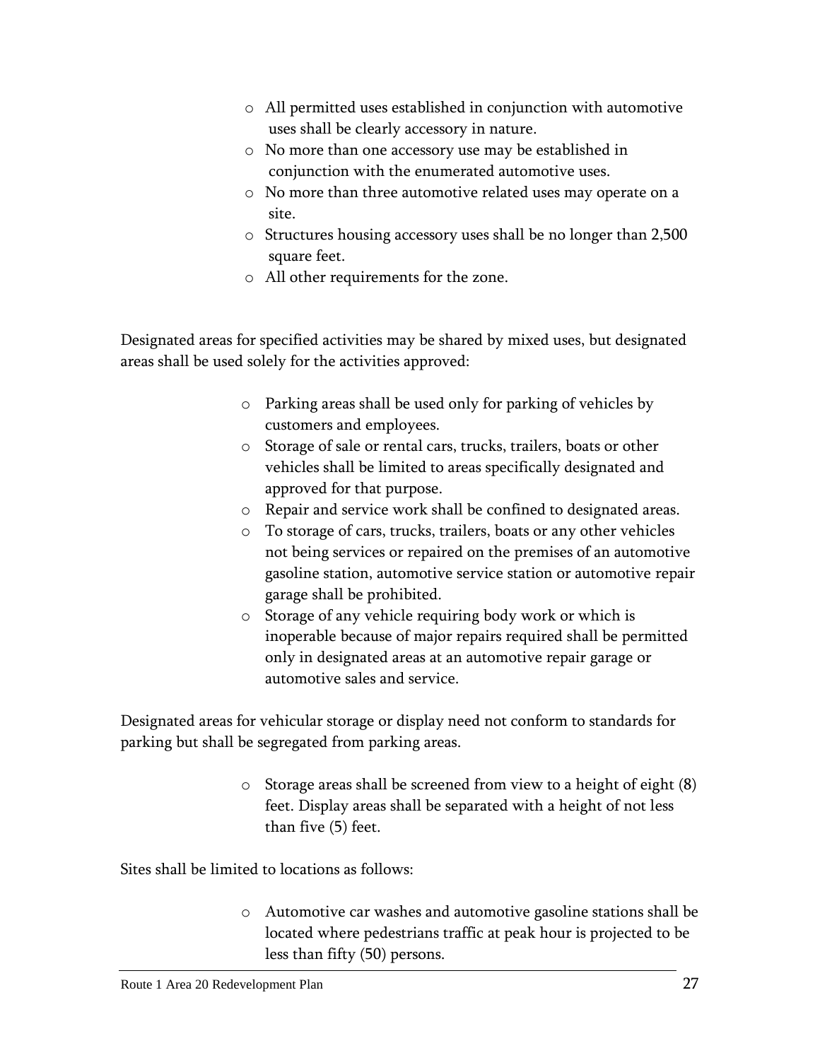- All permitted uses established in conjunction with automotive uses shall be clearly accessory in nature.
- No more than one accessory use may be established in conjunction with the enumerated automotive uses.
- No more than three automotive related uses may operate on a site.
- Structures housing accessory uses shall be no longer than 2,500 square feet.
- All other requirements for the zone.

Designated areas for specified activities may be shared by mixed uses, but designated areas shall be used solely for the activities approved:

- Parking areas shall be used only for parking of vehicles by customers and employees.
- Storage of sale or rental cars, trucks, trailers, boats or other vehicles shall be limited to areas specifically designated and approved for that purpose.
- Repair and service work shall be confined to designated areas.
- To storage of cars, trucks, trailers, boats or any other vehicles not being services or repaired on the premises of an automotive gasoline station, automotive service station or automotive repair garage shall be prohibited.
- Storage of any vehicle requiring body work or which is inoperable because of major repairs required shall be permitted only in designated areas at an automotive repair garage or automotive sales and service.

Designated areas for vehicular storage or display need not conform to standards for parking but shall be segregated from parking areas.

- Storage areas shall be screened from view to a height of eight (8) feet. Display areas shall be separated with a height of not less than five (5) feet.

Sites shall be limited to locations as follows:

- Automotive car washes and automotive gasoline stations shall be located where pedestrians traffic at peak hour is projected to be less than fifty (50) persons.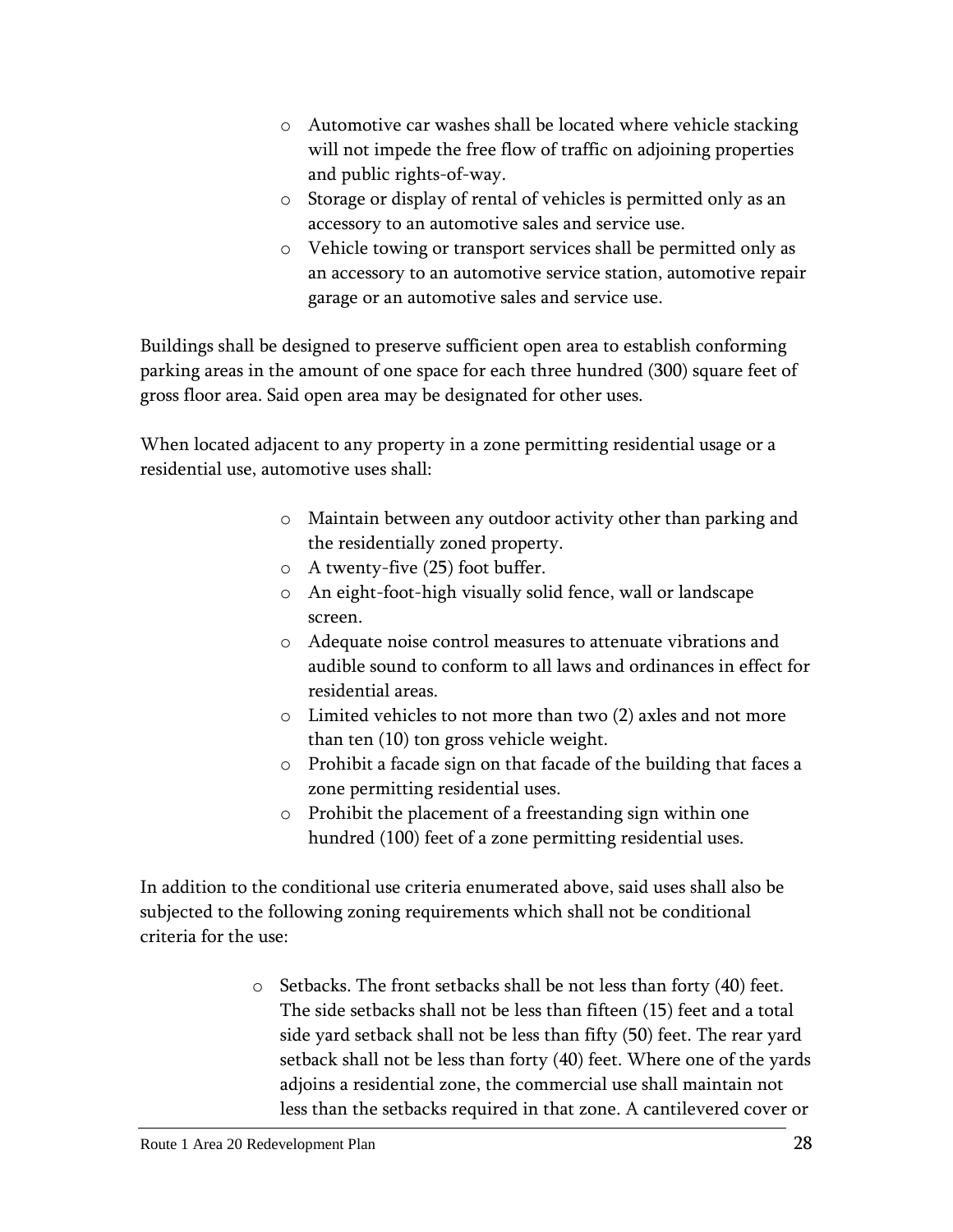- Automotive car washes shall be located where vehicle stacking will not impede the free flow of traffic on adjoining properties and public rights-of-way.
- Storage or display of rental of vehicles is permitted only as an accessory to an automotive sales and service use.
- Vehicle towing or transport services shall be permitted only as an accessory to an automotive service station, automotive repair garage or an automotive sales and service use.

Buildings shall be designed to preserve sufficient open area to establish conforming parking areas in the amount of one space for each three hundred (300) square feet of gross floor area. Said open area may be designated for other uses.

When located adjacent to any property in a zone permitting residential usage or a residential use, automotive uses shall:

- Maintain between any outdoor activity other than parking and the residentially zoned property.
- A twenty-five (25) foot buffer.
- An eight-foot-high visually solid fence, wall or landscape screen.
- Adequate noise control measures to attenuate vibrations and audible sound to conform to all laws and ordinances in effect for residential areas.
- Limited vehicles to not more than two (2) axles and not more than ten (10) ton gross vehicle weight.
- Prohibit a facade sign on that facade of the building that faces a zone permitting residential uses.
- Prohibit the placement of a freestanding sign within one hundred (100) feet of a zone permitting residential uses.

In addition to the conditional use criteria enumerated above, said uses shall also be subjected to the following zoning requirements which shall not be conditional criteria for the use:

- Setbacks. The front setbacks shall be not less than forty (40) feet. The side setbacks shall not be less than fifteen (15) feet and a total side yard setback shall not be less than fifty (50) feet. The rear yard setback shall not be less than forty (40) feet. Where one of the yards adjoins a residential zone, the commercial use shall maintain not less than the setbacks required in that zone. A cantilevered cover or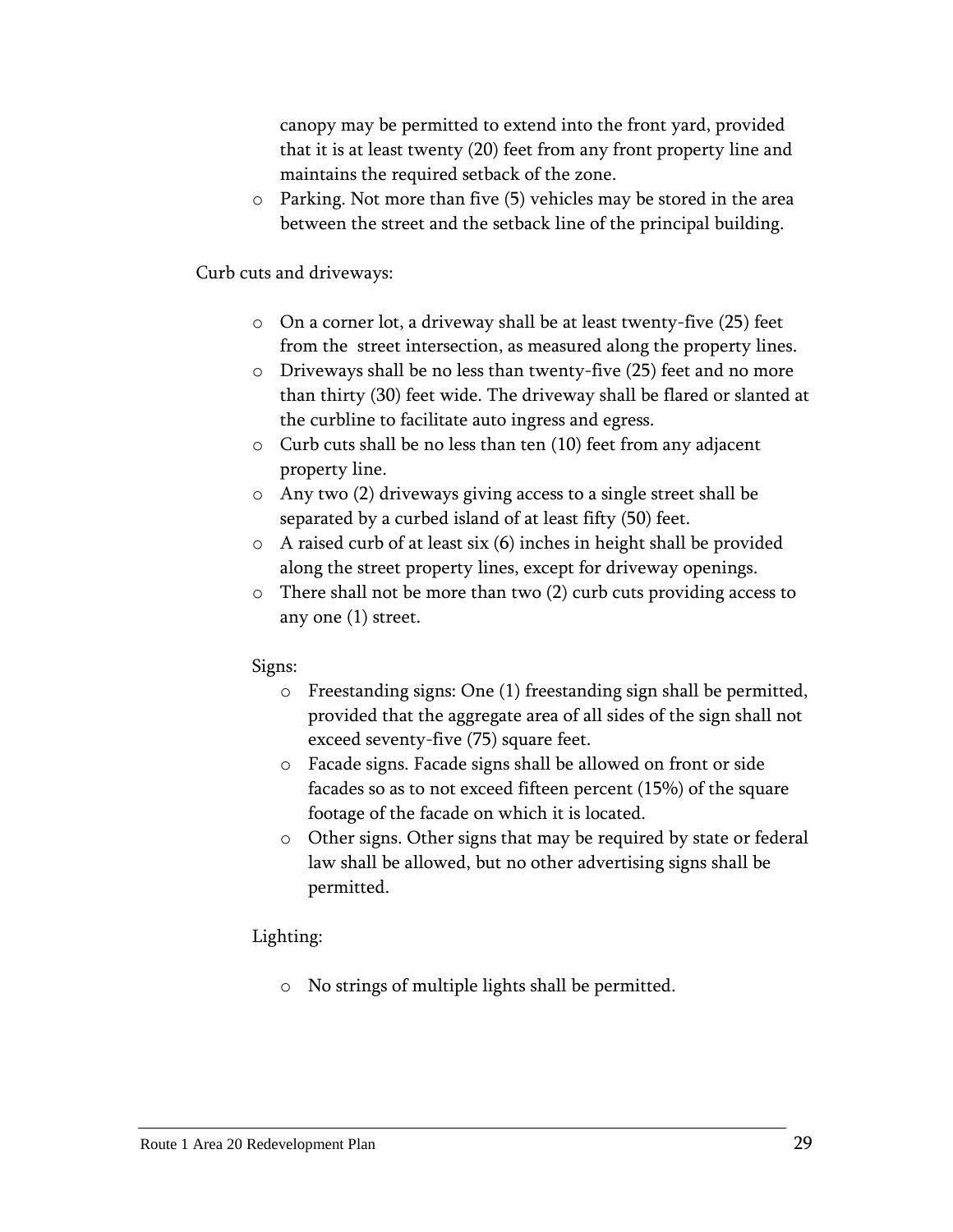canopy may be permitted to extend into the front yard, provided that it is at least twenty (20) feet from any front property line and maintains the required setback of the zone.

- Parking. Not more than five (5) vehicles may be stored in the area between the street and the setback line of the principal building.

Curb cuts and driveways:

- On a corner lot, a driveway shall be at least twenty-five (25) feet from the street intersection, as measured along the property lines.
- Driveways shall be no less than twenty-five (25) feet and no more than thirty (30) feet wide. The driveway shall be flared or slanted at the curbline to facilitate auto ingress and egress.
- Curb cuts shall be no less than ten (10) feet from any adjacent property line.
- Any two (2) driveways giving access to a single street shall be separated by a curbed island of at least fifty (50) feet.
- A raised curb of at least six (6) inches in height shall be provided along the street property lines, except for driveway openings.
- There shall not be more than two (2) curb cuts providing access to any one (1) street.

Signs:

- Freestanding signs: One (1) freestanding sign shall be permitted, provided that the aggregate area of all sides of the sign shall not exceed seventy-five (75) square feet.
- Facade signs. Facade signs shall be allowed on front or side facades so as to not exceed fifteen percent (15%) of the square footage of the facade on which it is located.
- Other signs. Other signs that may be required by state or federal law shall be allowed, but no other advertising signs shall be permitted.

Lighting:

- No strings of multiple lights shall be permitted.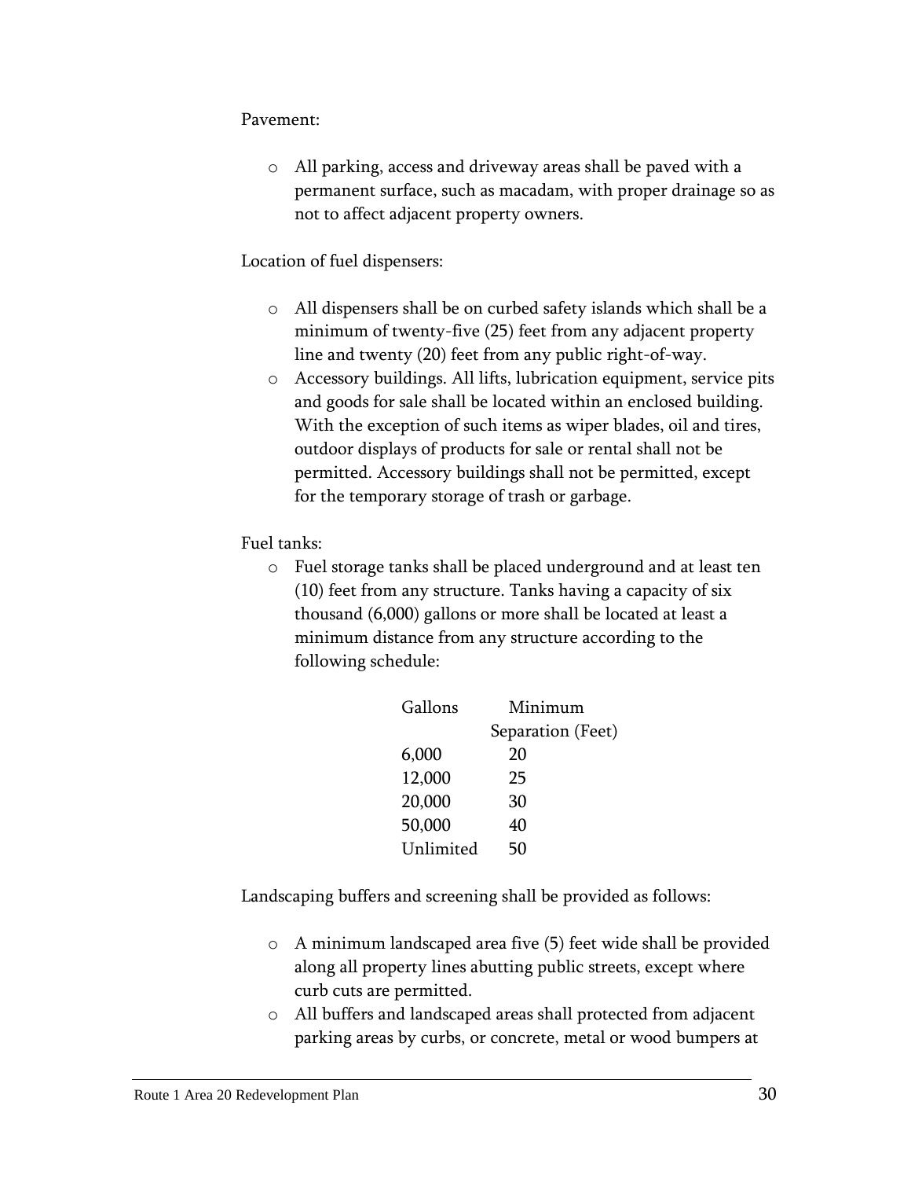Pavement:

- All parking, access and driveway areas shall be paved with a permanent surface, such as macadam, with proper drainage so as not to affect adjacent property owners.

Location of fuel dispensers:

- All dispensers shall be on curbed safety islands which shall be a minimum of twenty-five (25) feet from any adjacent property line and twenty (20) feet from any public right-of-way.
- Accessory buildings. All lifts, lubrication equipment, service pits and goods for sale shall be located within an enclosed building. With the exception of such items as wiper blades, oil and tires, outdoor displays of products for sale or rental shall not be permitted. Accessory buildings shall not be permitted, except for the temporary storage of trash or garbage.

Fuel tanks:

- Fuel storage tanks shall be placed underground and at least ten (10) feet from any structure. Tanks having a capacity of six thousand (6,000) gallons or more shall be located at least a minimum distance from any structure according to the following schedule:

| Gallons | Minimum Separation (Feet) |
|---|---|
| 6,000 | 20 |
| 12,000 | 25 |
| 20,000 | 30 |
| 50,000 | 40 |
| Unlimited | 50 |

Landscaping buffers and screening shall be provided as follows:

- A minimum landscaped area five (5) feet wide shall be provided along all property lines abutting public streets, except where curb cuts are permitted.
- All buffers and landscaped areas shall protected from adjacent parking areas by curbs, or concrete, metal or wood bumpers at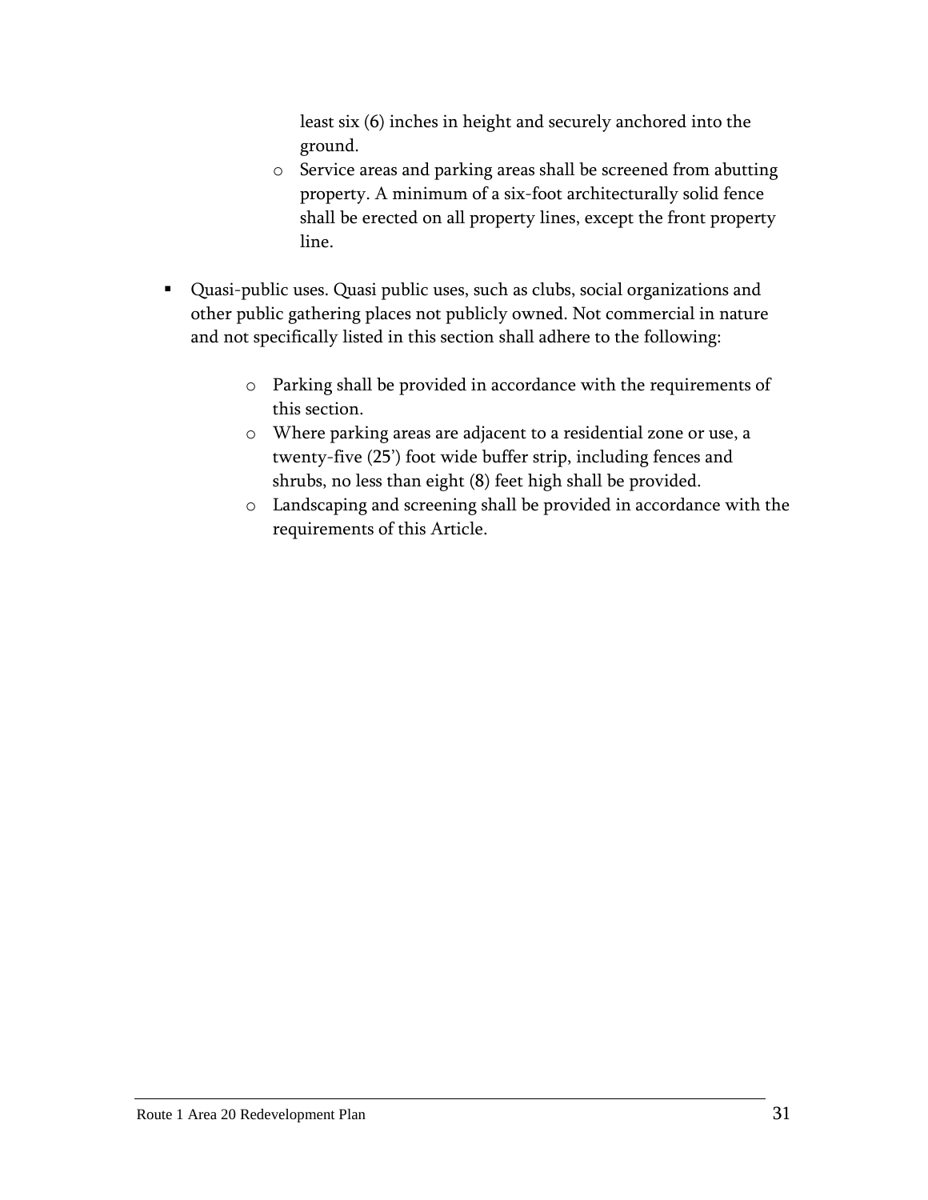least six (6) inches in height and securely anchored into the ground.

  - Service areas and parking areas shall be screened from abutting property. A minimum of a six-foot architecturally solid fence shall be erected on all property lines, except the front property line.

- Quasi-public uses. Quasi public uses, such as clubs, social organizations and other public gathering places not publicly owned. Not commercial in nature and not specifically listed in this section shall adhere to the following:

  - Parking shall be provided in accordance with the requirements of this section.
  - Where parking areas are adjacent to a residential zone or use, a twenty-five (25') foot wide buffer strip, including fences and shrubs, no less than eight (8) feet high shall be provided.
  - Landscaping and screening shall be provided in accordance with the requirements of this Article.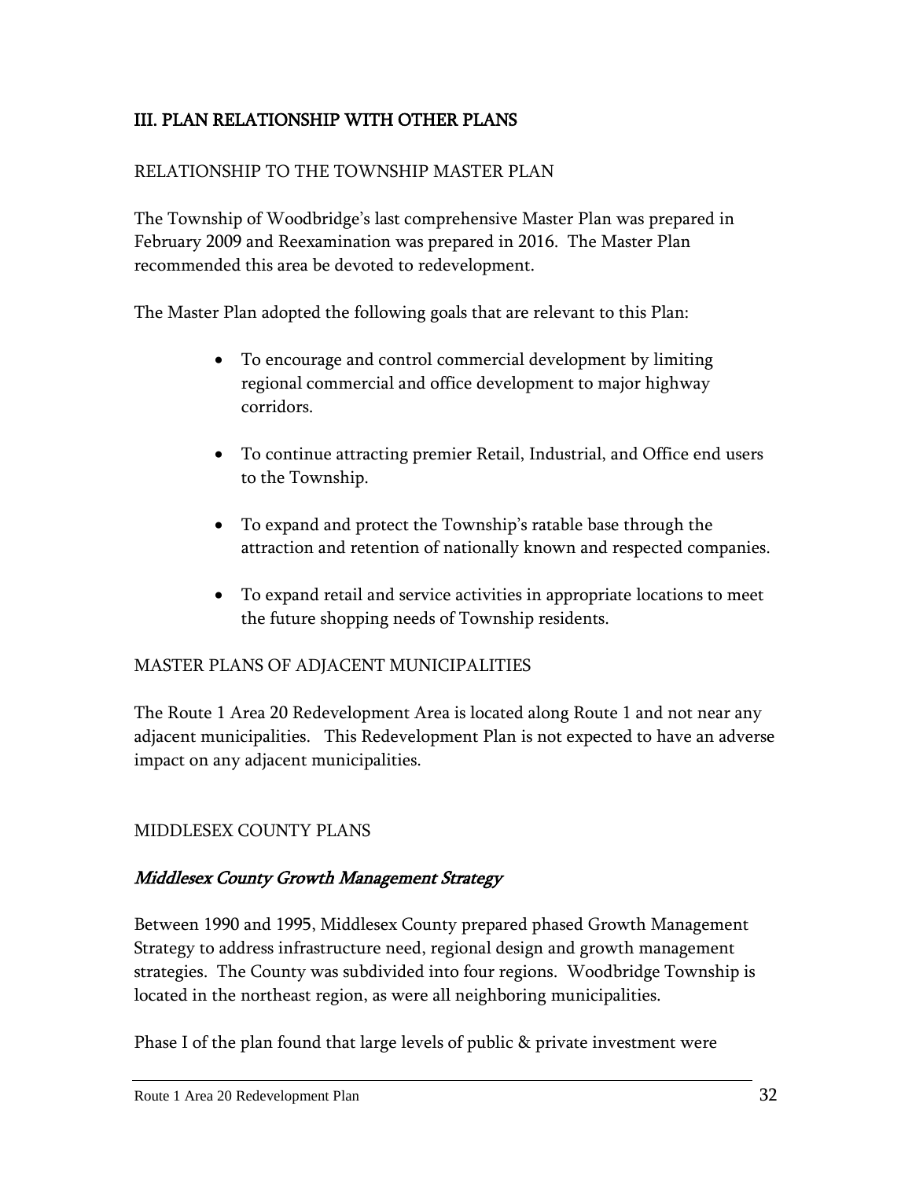## III. PLAN RELATIONSHIP WITH OTHER PLANS

### RELATIONSHIP TO THE TOWNSHIP MASTER PLAN

The Township of Woodbridge's last comprehensive Master Plan was prepared in February 2009 and Reexamination was prepared in 2016. The Master Plan recommended this area be devoted to redevelopment.

The Master Plan adopted the following goals that are relevant to this Plan:

- To encourage and control commercial development by limiting regional commercial and office development to major highway corridors.
- To continue attracting premier Retail, Industrial, and Office end users to the Township.
- To expand and protect the Township's ratable base through the attraction and retention of nationally known and respected companies.
- To expand retail and service activities in appropriate locations to meet the future shopping needs of Township residents.

### MASTER PLANS OF ADJACENT MUNICIPALITIES

The Route 1 Area 20 Redevelopment Area is located along Route 1 and not near any adjacent municipalities. This Redevelopment Plan is not expected to have an adverse impact on any adjacent municipalities.

### MIDDLESEX COUNTY PLANS

#### *Middlesex County Growth Management Strategy*

Between 1990 and 1995, Middlesex County prepared phased Growth Management Strategy to address infrastructure need, regional design and growth management strategies. The County was subdivided into four regions. Woodbridge Township is located in the northeast region, as were all neighboring municipalities.

Phase I of the plan found that large levels of public & private investment were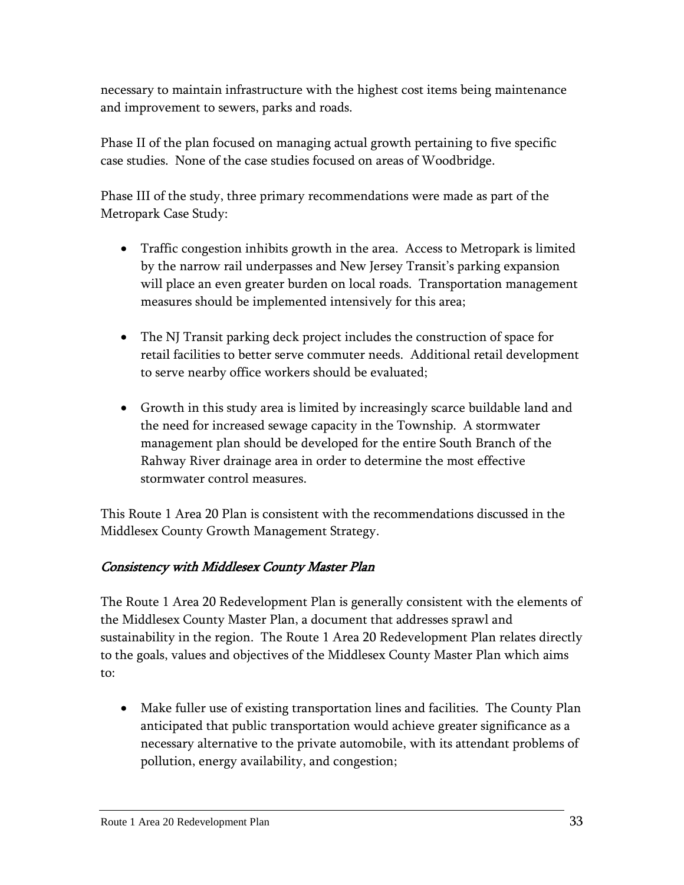necessary to maintain infrastructure with the highest cost items being maintenance and improvement to sewers, parks and roads.

Phase II of the plan focused on managing actual growth pertaining to five specific case studies. None of the case studies focused on areas of Woodbridge.

Phase III of the study, three primary recommendations were made as part of the Metropark Case Study:

- Traffic congestion inhibits growth in the area. Access to Metropark is limited by the narrow rail underpasses and New Jersey Transit's parking expansion will place an even greater burden on local roads. Transportation management measures should be implemented intensively for this area;

- The NJ Transit parking deck project includes the construction of space for retail facilities to better serve commuter needs. Additional retail development to serve nearby office workers should be evaluated;

- Growth in this study area is limited by increasingly scarce buildable land and the need for increased sewage capacity in the Township. A stormwater management plan should be developed for the entire South Branch of the Rahway River drainage area in order to determine the most effective stormwater control measures.

This Route 1 Area 20 Plan is consistent with the recommendations discussed in the Middlesex County Growth Management Strategy.

### *Consistency with Middlesex County Master Plan*

The Route 1 Area 20 Redevelopment Plan is generally consistent with the elements of the Middlesex County Master Plan, a document that addresses sprawl and sustainability in the region. The Route 1 Area 20 Redevelopment Plan relates directly to the goals, values and objectives of the Middlesex County Master Plan which aims to:

- Make fuller use of existing transportation lines and facilities. The County Plan anticipated that public transportation would achieve greater significance as a necessary alternative to the private automobile, with its attendant problems of pollution, energy availability, and congestion;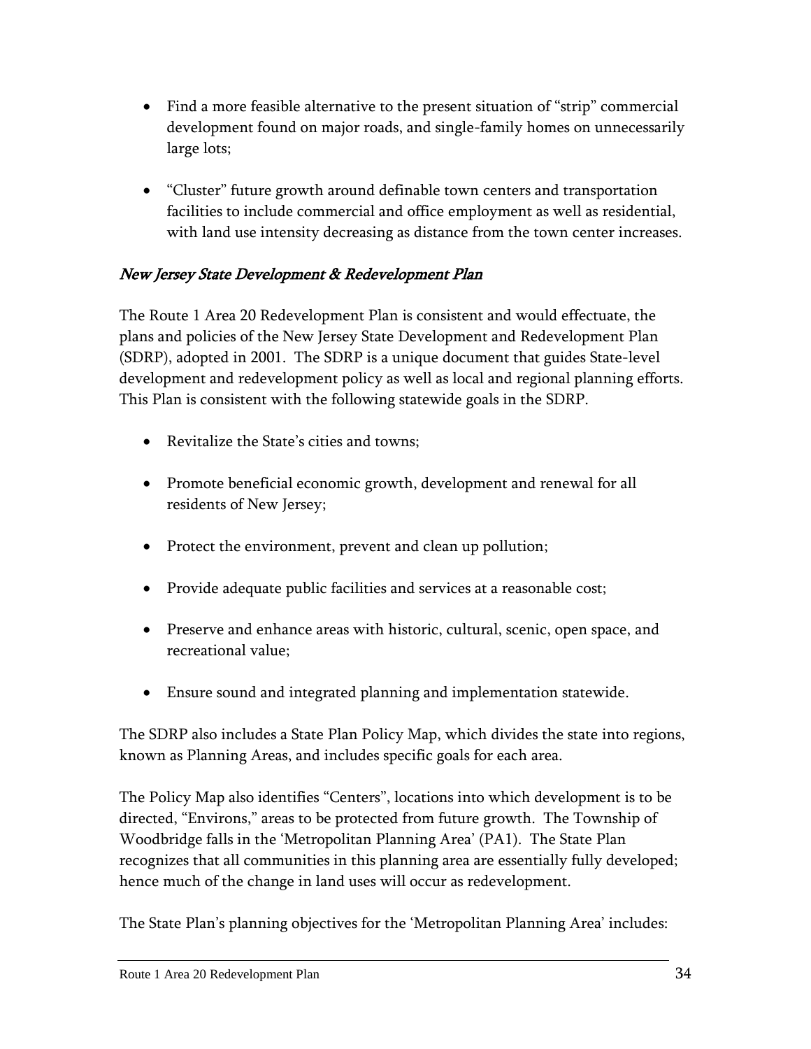- Find a more feasible alternative to the present situation of "strip" commercial development found on major roads, and single-family homes on unnecessarily large lots;

- "Cluster" future growth around definable town centers and transportation facilities to include commercial and office employment as well as residential, with land use intensity decreasing as distance from the town center increases.

### *New Jersey State Development & Redevelopment Plan*

The Route 1 Area 20 Redevelopment Plan is consistent and would effectuate, the plans and policies of the New Jersey State Development and Redevelopment Plan (SDRP), adopted in 2001. The SDRP is a unique document that guides State-level development and redevelopment policy as well as local and regional planning efforts. This Plan is consistent with the following statewide goals in the SDRP.

- Revitalize the State's cities and towns;

- Promote beneficial economic growth, development and renewal for all residents of New Jersey;

- Protect the environment, prevent and clean up pollution;

- Provide adequate public facilities and services at a reasonable cost;

- Preserve and enhance areas with historic, cultural, scenic, open space, and recreational value;

- Ensure sound and integrated planning and implementation statewide.

The SDRP also includes a State Plan Policy Map, which divides the state into regions, known as Planning Areas, and includes specific goals for each area.

The Policy Map also identifies "Centers", locations into which development is to be directed, "Environs," areas to be protected from future growth. The Township of Woodbridge falls in the 'Metropolitan Planning Area' (PA1). The State Plan recognizes that all communities in this planning area are essentially fully developed; hence much of the change in land uses will occur as redevelopment.

The State Plan's planning objectives for the 'Metropolitan Planning Area' includes: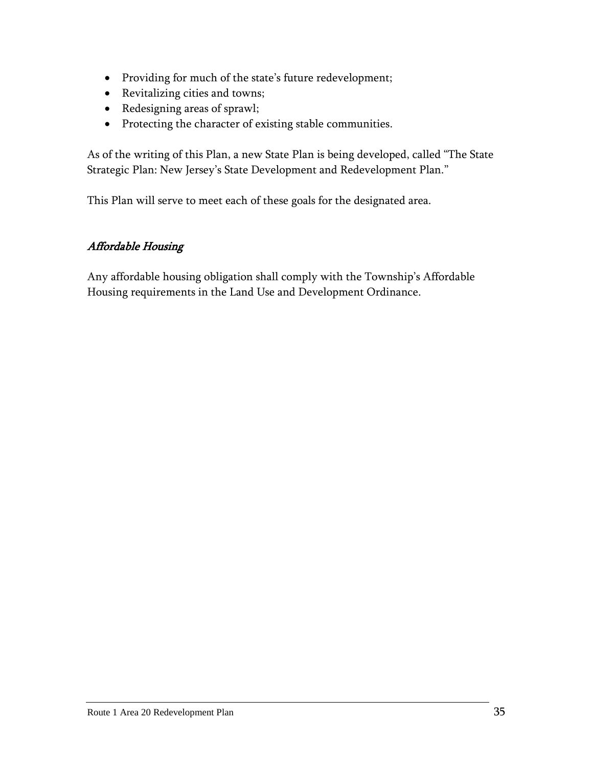- Providing for much of the state's future redevelopment;
- Revitalizing cities and towns;
- Redesigning areas of sprawl;
- Protecting the character of existing stable communities.

As of the writing of this Plan, a new State Plan is being developed, called "The State Strategic Plan: New Jersey's State Development and Redevelopment Plan."

This Plan will serve to meet each of these goals for the designated area.

### *Affordable Housing*

Any affordable housing obligation shall comply with the Township's Affordable Housing requirements in the Land Use and Development Ordinance.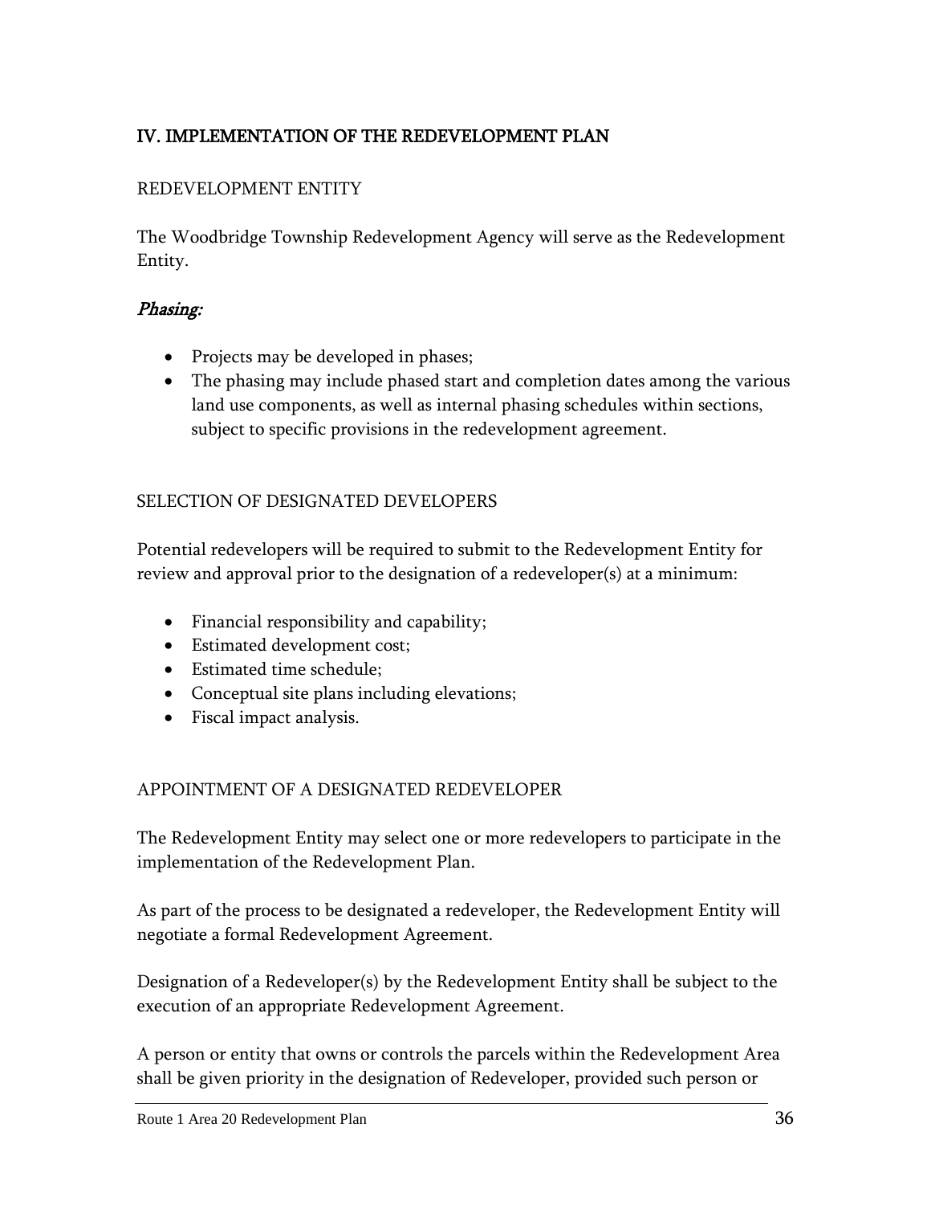## IV. IMPLEMENTATION OF THE REDEVELOPMENT PLAN

### REDEVELOPMENT ENTITY

The Woodbridge Township Redevelopment Agency will serve as the Redevelopment Entity.

#### *Phasing:*

- Projects may be developed in phases;
- The phasing may include phased start and completion dates among the various land use components, as well as internal phasing schedules within sections, subject to specific provisions in the redevelopment agreement.

### SELECTION OF DESIGNATED DEVELOPERS

Potential redevelopers will be required to submit to the Redevelopment Entity for review and approval prior to the designation of a redeveloper(s) at a minimum:

- Financial responsibility and capability;
- Estimated development cost;
- Estimated time schedule;
- Conceptual site plans including elevations;
- Fiscal impact analysis.

### APPOINTMENT OF A DESIGNATED REDEVELOPER

The Redevelopment Entity may select one or more redevelopers to participate in the implementation of the Redevelopment Plan.

As part of the process to be designated a redeveloper, the Redevelopment Entity will negotiate a formal Redevelopment Agreement.

Designation of a Redeveloper(s) by the Redevelopment Entity shall be subject to the execution of an appropriate Redevelopment Agreement.

A person or entity that owns or controls the parcels within the Redevelopment Area shall be given priority in the designation of Redeveloper, provided such person or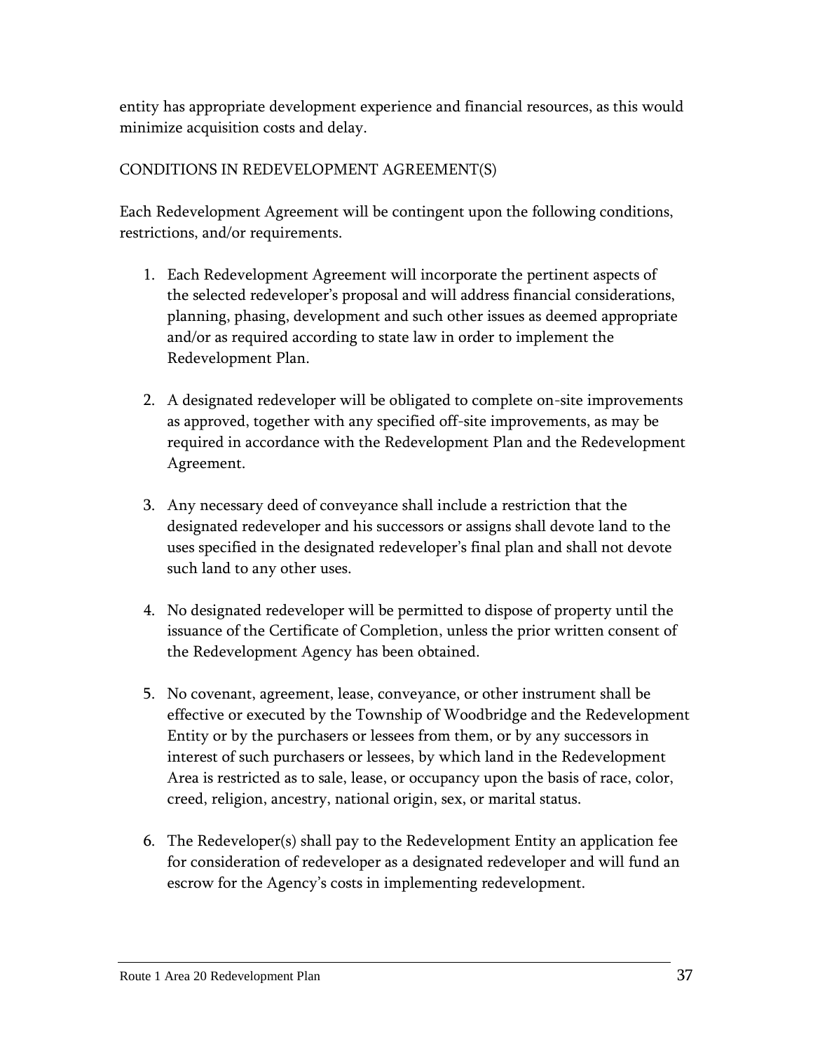entity has appropriate development experience and financial resources, as this would minimize acquisition costs and delay.

## CONDITIONS IN REDEVELOPMENT AGREEMENT(S)

Each Redevelopment Agreement will be contingent upon the following conditions, restrictions, and/or requirements.

1. Each Redevelopment Agreement will incorporate the pertinent aspects of the selected redeveloper's proposal and will address financial considerations, planning, phasing, development and such other issues as deemed appropriate and/or as required according to state law in order to implement the Redevelopment Plan.

2. A designated redeveloper will be obligated to complete on-site improvements as approved, together with any specified off-site improvements, as may be required in accordance with the Redevelopment Plan and the Redevelopment Agreement.

3. Any necessary deed of conveyance shall include a restriction that the designated redeveloper and his successors or assigns shall devote land to the uses specified in the designated redeveloper's final plan and shall not devote such land to any other uses.

4. No designated redeveloper will be permitted to dispose of property until the issuance of the Certificate of Completion, unless the prior written consent of the Redevelopment Agency has been obtained.

5. No covenant, agreement, lease, conveyance, or other instrument shall be effective or executed by the Township of Woodbridge and the Redevelopment Entity or by the purchasers or lessees from them, or by any successors in interest of such purchasers or lessees, by which land in the Redevelopment Area is restricted as to sale, lease, or occupancy upon the basis of race, color, creed, religion, ancestry, national origin, sex, or marital status.

6. The Redeveloper(s) shall pay to the Redevelopment Entity an application fee for consideration of redeveloper as a designated redeveloper and will fund an escrow for the Agency's costs in implementing redevelopment.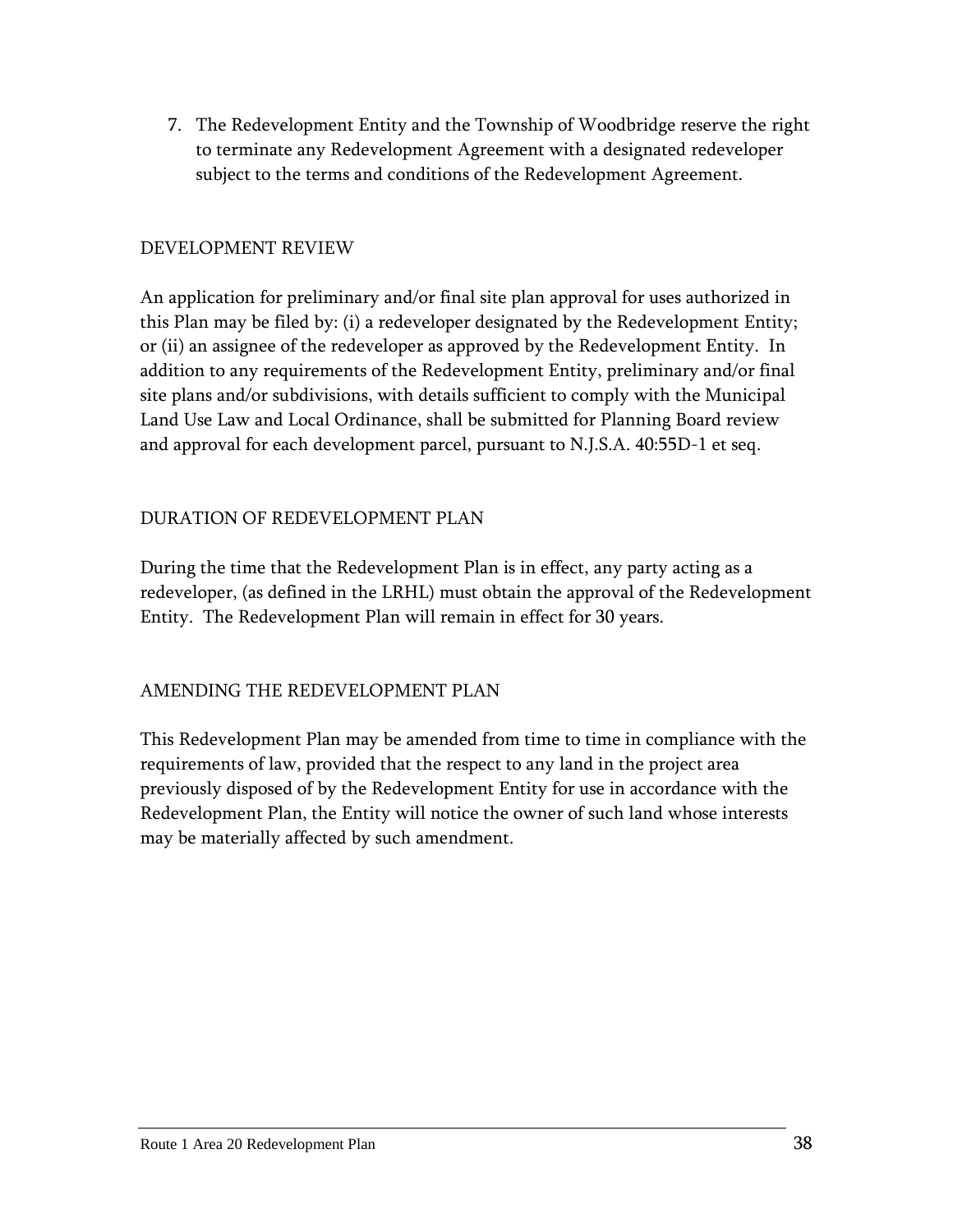7. The Redevelopment Entity and the Township of Woodbridge reserve the right to terminate any Redevelopment Agreement with a designated redeveloper subject to the terms and conditions of the Redevelopment Agreement.

## DEVELOPMENT REVIEW

An application for preliminary and/or final site plan approval for uses authorized in this Plan may be filed by: (i) a redeveloper designated by the Redevelopment Entity; or (ii) an assignee of the redeveloper as approved by the Redevelopment Entity. In addition to any requirements of the Redevelopment Entity, preliminary and/or final site plans and/or subdivisions, with details sufficient to comply with the Municipal Land Use Law and Local Ordinance, shall be submitted for Planning Board review and approval for each development parcel, pursuant to N.J.S.A. 40:55D-1 et seq.

## DURATION OF REDEVELOPMENT PLAN

During the time that the Redevelopment Plan is in effect, any party acting as a redeveloper, (as defined in the LRHL) must obtain the approval of the Redevelopment Entity. The Redevelopment Plan will remain in effect for 30 years.

## AMENDING THE REDEVELOPMENT PLAN

This Redevelopment Plan may be amended from time to time in compliance with the requirements of law, provided that the respect to any land in the project area previously disposed of by the Redevelopment Entity for use in accordance with the Redevelopment Plan, the Entity will notice the owner of such land whose interests may be materially affected by such amendment.